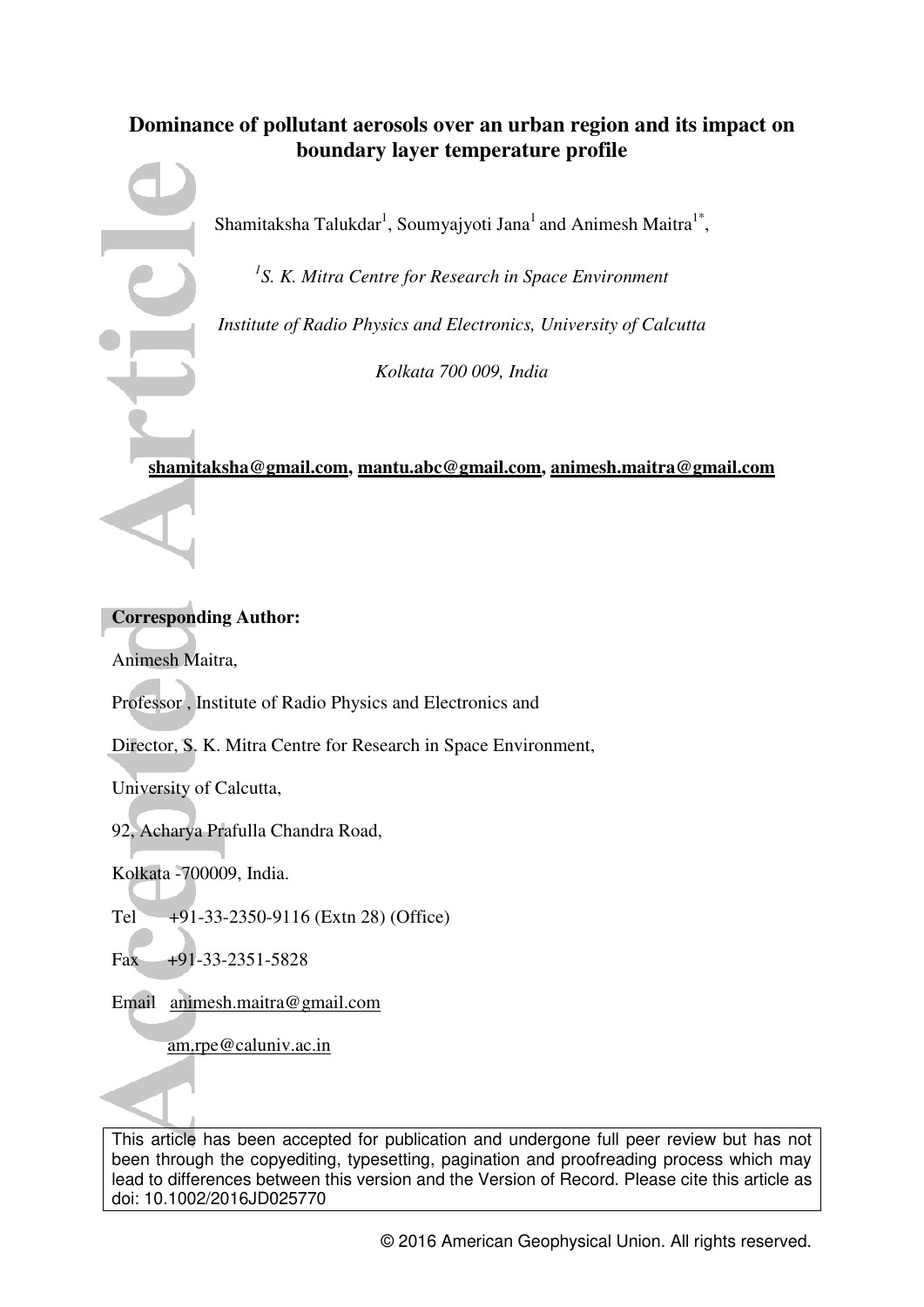# Dominance of pollutant aerosols over an urban region and its impact on boundary layer temperature profile

Shamitaksha Talukdar[1], Soumyajyoti Jana[1] and Animesh Maitra[1*],

[1]*S. K. Mitra Centre for Research in Space Environment*

*Institute of Radio Physics and Electronics, University of Calcutta*

*Kolkata 700 009, India*

**shamitaksha@gmail.com, mantu.abc@gmail.com, animesh.maitra@gmail.com**

**Corresponding Author:**

Animesh Maitra,

Professor , Institute of Radio Physics and Electronics and

Director, S. K. Mitra Centre for Research in Space Environment,

University of Calcutta,

92, Acharya Prafulla Chandra Road,

Kolkata -700009, India.

Tel +91-33-2350-9116 (Extn 28) (Office)

Fax +91-33-2351-5828

Email animesh.maitra@gmail.com

am.rpe@caluniv.ac.in

This article has been accepted for publication and undergone full peer review but has not been through the copyediting, typesetting, pagination and proofreading process which may lead to differences between this version and the Version of Record. Please cite this article as doi: 10.1002/2016JD025770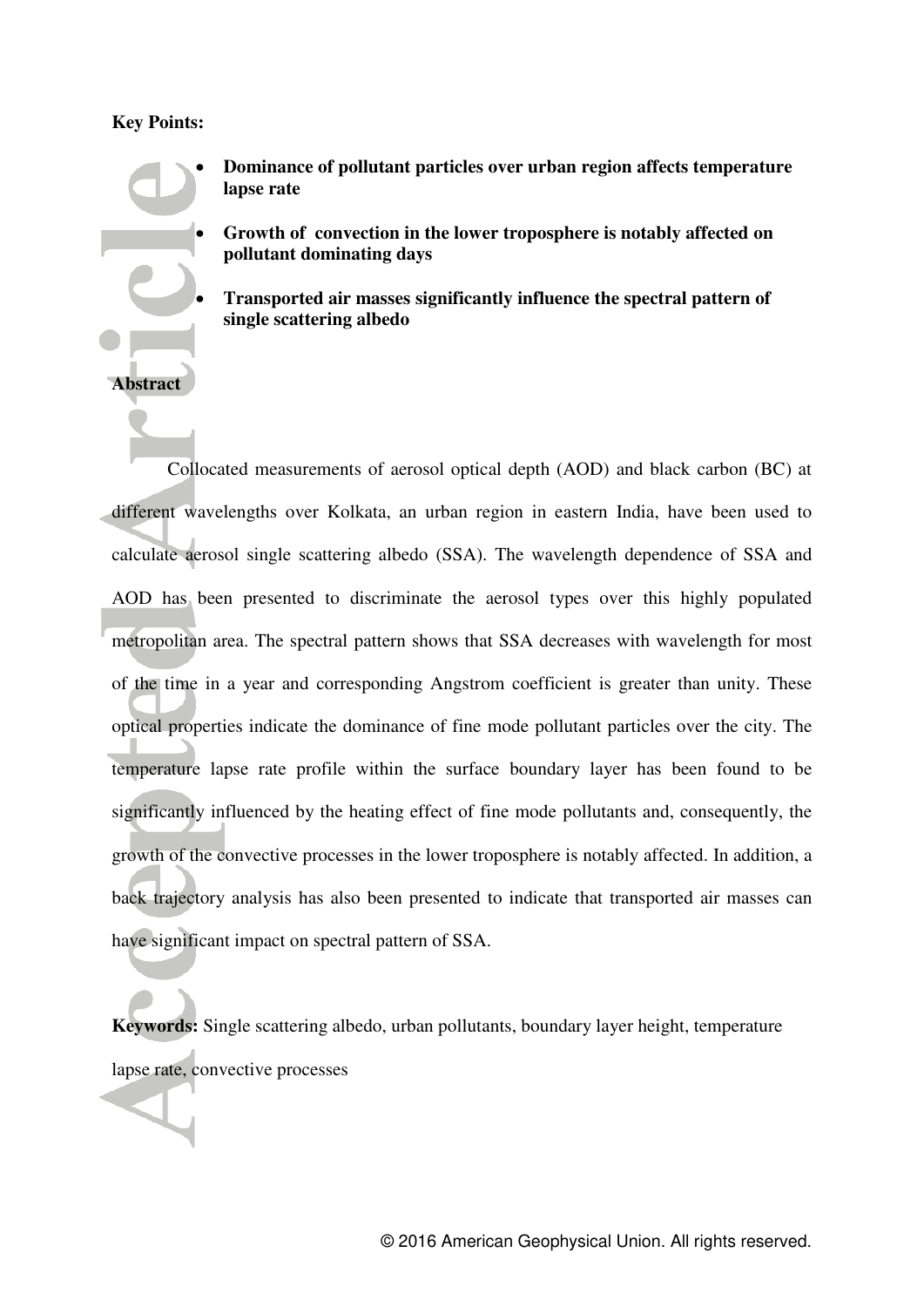**Key Points:**

- **Dominance of pollutant particles over urban region affects temperature lapse rate**
- **Growth of convection in the lower troposphere is notably affected on pollutant dominating days**
- **Transported air masses significantly influence the spectral pattern of single scattering albedo**

## Abstract

Collocated measurements of aerosol optical depth (AOD) and black carbon (BC) at different wavelengths over Kolkata, an urban region in eastern India, have been used to calculate aerosol single scattering albedo (SSA). The wavelength dependence of SSA and AOD has been presented to discriminate the aerosol types over this highly populated metropolitan area. The spectral pattern shows that SSA decreases with wavelength for most of the time in a year and corresponding Angstrom coefficient is greater than unity. These optical properties indicate the dominance of fine mode pollutant particles over the city. The temperature lapse rate profile within the surface boundary layer has been found to be significantly influenced by the heating effect of fine mode pollutants and, consequently, the growth of the convective processes in the lower troposphere is notably affected. In addition, a back trajectory analysis has also been presented to indicate that transported air masses can have significant impact on spectral pattern of SSA.

**Keywords:** Single scattering albedo, urban pollutants, boundary layer height, temperature lapse rate, convective processes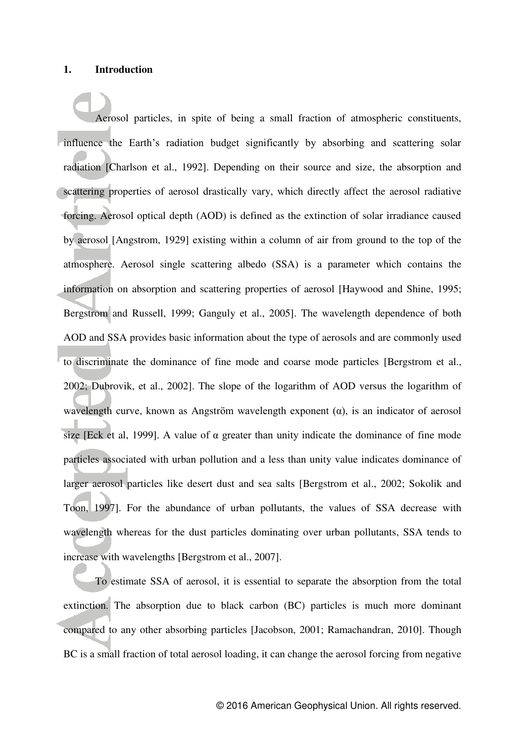## 1. Introduction

Aerosol particles, in spite of being a small fraction of atmospheric constituents, influence the Earth's radiation budget significantly by absorbing and scattering solar radiation [Charlson et al., 1992]. Depending on their source and size, the absorption and scattering properties of aerosol drastically vary, which directly affect the aerosol radiative forcing. Aerosol optical depth (AOD) is defined as the extinction of solar irradiance caused by aerosol [Angstrom, 1929] existing within a column of air from ground to the top of the atmosphere. Aerosol single scattering albedo (SSA) is a parameter which contains the information on absorption and scattering properties of aerosol [Haywood and Shine, 1995; Bergstrom and Russell, 1999; Ganguly et al., 2005]. The wavelength dependence of both AOD and SSA provides basic information about the type of aerosols and are commonly used to discriminate the dominance of fine mode and coarse mode particles [Bergstrom et al., 2002; Dubrovik, et al., 2002]. The slope of the logarithm of AOD versus the logarithm of wavelength curve, known as Angström wavelength exponent ($\alpha$), is an indicator of aerosol size [Eck et al, 1999]. A value of $\alpha$ greater than unity indicate the dominance of fine mode particles associated with urban pollution and a less than unity value indicates dominance of larger aerosol particles like desert dust and sea salts [Bergstrom et al., 2002; Sokolik and Toon, 1997]. For the abundance of urban pollutants, the values of SSA decrease with wavelength whereas for the dust particles dominating over urban pollutants, SSA tends to increase with wavelengths [Bergstrom et al., 2007].

To estimate SSA of aerosol, it is essential to separate the absorption from the total extinction. The absorption due to black carbon (BC) particles is much more dominant compared to any other absorbing particles [Jacobson, 2001; Ramachandran, 2010]. Though BC is a small fraction of total aerosol loading, it can change the aerosol forcing from negative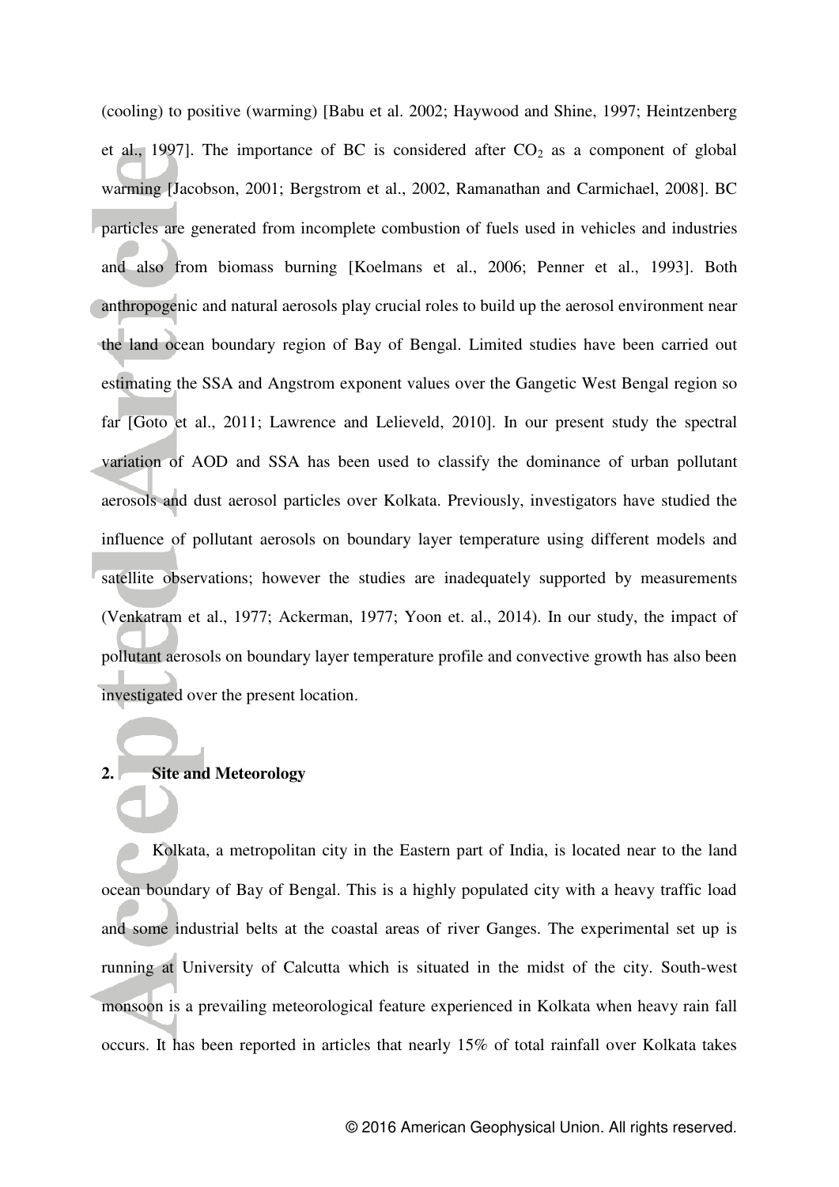(cooling) to positive (warming) [Babu et al. 2002; Haywood and Shine, 1997; Heintzenberg et al., 1997]. The importance of BC is considered after $CO_2$ as a component of global warming [Jacobson, 2001; Bergstrom et al., 2002, Ramanathan and Carmichael, 2008]. BC particles are generated from incomplete combustion of fuels used in vehicles and industries and also from biomass burning [Koelmans et al., 2006; Penner et al., 1993]. Both anthropogenic and natural aerosols play crucial roles to build up the aerosol environment near the land ocean boundary region of Bay of Bengal. Limited studies have been carried out estimating the SSA and Angstrom exponent values over the Gangetic West Bengal region so far [Goto et al., 2011; Lawrence and Lelieveld, 2010]. In our present study the spectral variation of AOD and SSA has been used to classify the dominance of urban pollutant aerosols and dust aerosol particles over Kolkata. Previously, investigators have studied the influence of pollutant aerosols on boundary layer temperature using different models and satellite observations; however the studies are inadequately supported by measurements (Venkatram et al., 1977; Ackerman, 1977; Yoon et. al., 2014). In our study, the impact of pollutant aerosols on boundary layer temperature profile and convective growth has also been investigated over the present location.

## 2. Site and Meteorology

Kolkata, a metropolitan city in the Eastern part of India, is located near to the land ocean boundary of Bay of Bengal. This is a highly populated city with a heavy traffic load and some industrial belts at the coastal areas of river Ganges. The experimental set up is running at University of Calcutta which is situated in the midst of the city. South-west monsoon is a prevailing meteorological feature experienced in Kolkata when heavy rain fall occurs. It has been reported in articles that nearly 15% of total rainfall over Kolkata takes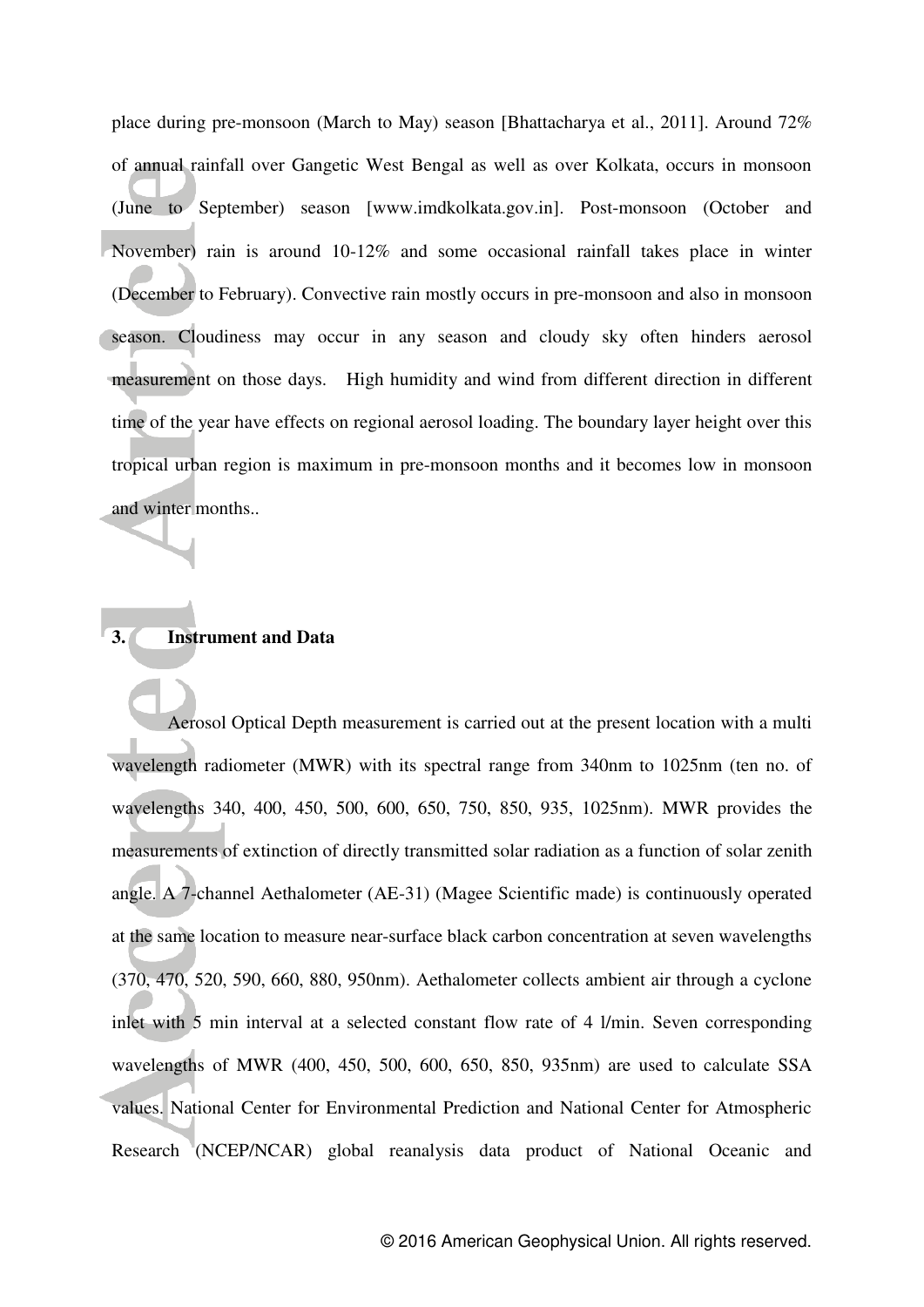place during pre-monsoon (March to May) season [Bhattacharya et al., 2011]. Around 72% of annual rainfall over Gangetic West Bengal as well as over Kolkata, occurs in monsoon (June to September) season [www.imdkolkata.gov.in]. Post-monsoon (October and November) rain is around 10-12% and some occasional rainfall takes place in winter (December to February). Convective rain mostly occurs in pre-monsoon and also in monsoon season. Cloudiness may occur in any season and cloudy sky often hinders aerosol measurement on those days. High humidity and wind from different direction in different time of the year have effects on regional aerosol loading. The boundary layer height over this tropical urban region is maximum in pre-monsoon months and it becomes low in monsoon and winter months..

## 3. Instrument and Data

Aerosol Optical Depth measurement is carried out at the present location with a multi wavelength radiometer (MWR) with its spectral range from 340nm to 1025nm (ten no. of wavelengths 340, 400, 450, 500, 600, 650, 750, 850, 935, 1025nm). MWR provides the measurements of extinction of directly transmitted solar radiation as a function of solar zenith angle. A 7-channel Aethalometer (AE-31) (Magee Scientific made) is continuously operated at the same location to measure near-surface black carbon concentration at seven wavelengths (370, 470, 520, 590, 660, 880, 950nm). Aethalometer collects ambient air through a cyclone inlet with 5 min interval at a selected constant flow rate of 4 l/min. Seven corresponding wavelengths of MWR (400, 450, 500, 600, 650, 850, 935nm) are used to calculate SSA values. National Center for Environmental Prediction and National Center for Atmospheric Research (NCEP/NCAR) global reanalysis data product of National Oceanic and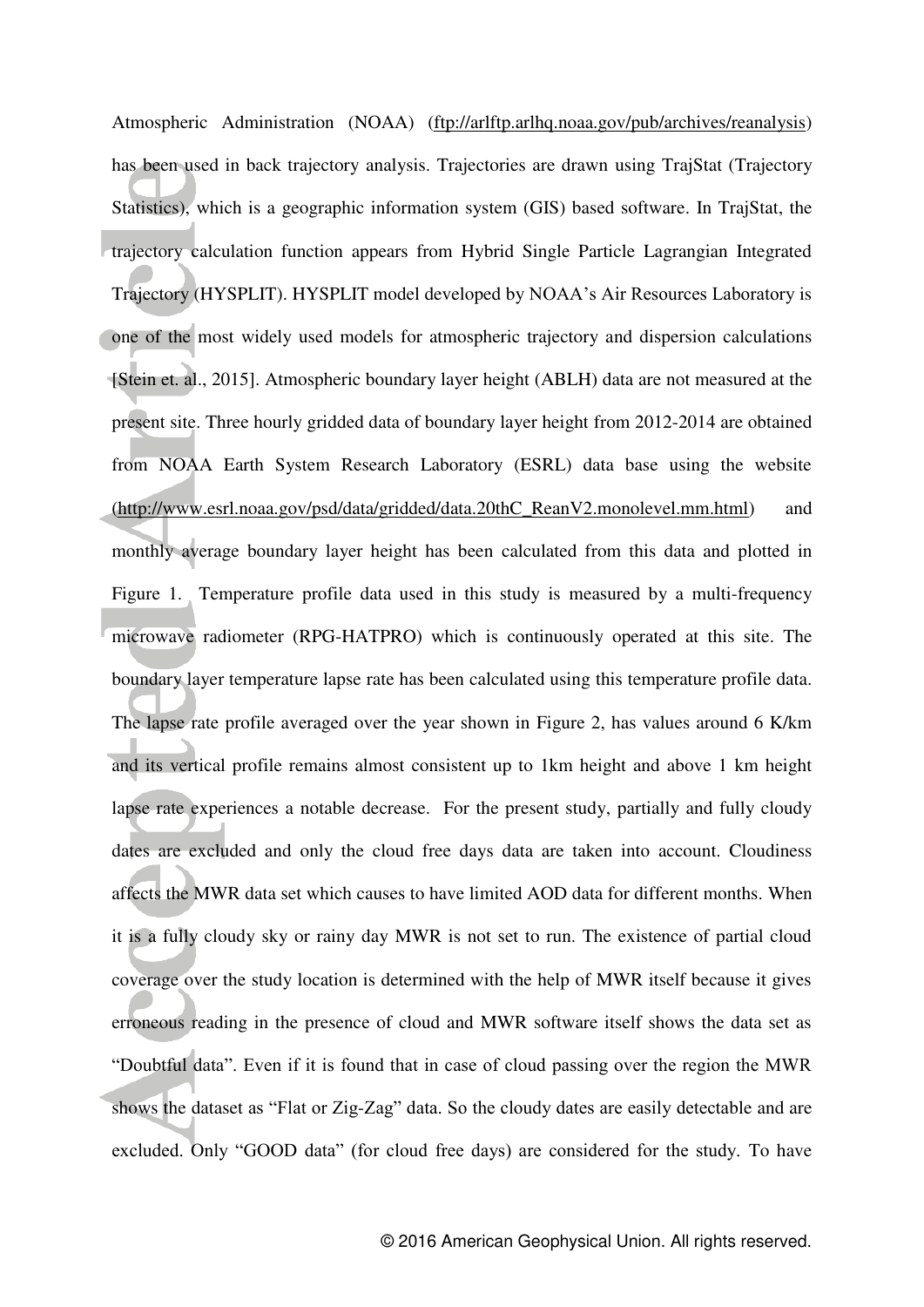Atmospheric Administration (NOAA) (ftp://arlftp.arlhq.noaa.gov/pub/archives/reanalysis) has been used in back trajectory analysis. Trajectories are drawn using TrajStat (Trajectory Statistics), which is a geographic information system (GIS) based software. In TrajStat, the trajectory calculation function appears from Hybrid Single Particle Lagrangian Integrated Trajectory (HYSPLIT). HYSPLIT model developed by NOAA's Air Resources Laboratory is one of the most widely used models for atmospheric trajectory and dispersion calculations [Stein et. al., 2015]. Atmospheric boundary layer height (ABLH) data are not measured at the present site. Three hourly gridded data of boundary layer height from 2012-2014 are obtained from NOAA Earth System Research Laboratory (ESRL) data base using the website (http://www.esrl.noaa.gov/psd/data/gridded/data.20thC_ReanV2.monolevel.mm.html) and monthly average boundary layer height has been calculated from this data and plotted in Figure 1. Temperature profile data used in this study is measured by a multi-frequency microwave radiometer (RPG-HATPRO) which is continuously operated at this site. The boundary layer temperature lapse rate has been calculated using this temperature profile data. The lapse rate profile averaged over the year shown in Figure 2, has values around 6 K/km and its vertical profile remains almost consistent up to 1km height and above 1 km height lapse rate experiences a notable decrease. For the present study, partially and fully cloudy dates are excluded and only the cloud free days data are taken into account. Cloudiness affects the MWR data set which causes to have limited AOD data for different months. When it is a fully cloudy sky or rainy day MWR is not set to run. The existence of partial cloud coverage over the study location is determined with the help of MWR itself because it gives erroneous reading in the presence of cloud and MWR software itself shows the data set as "Doubtful data". Even if it is found that in case of cloud passing over the region the MWR shows the dataset as "Flat or Zig-Zag" data. So the cloudy dates are easily detectable and are excluded. Only "GOOD data" (for cloud free days) are considered for the study. To have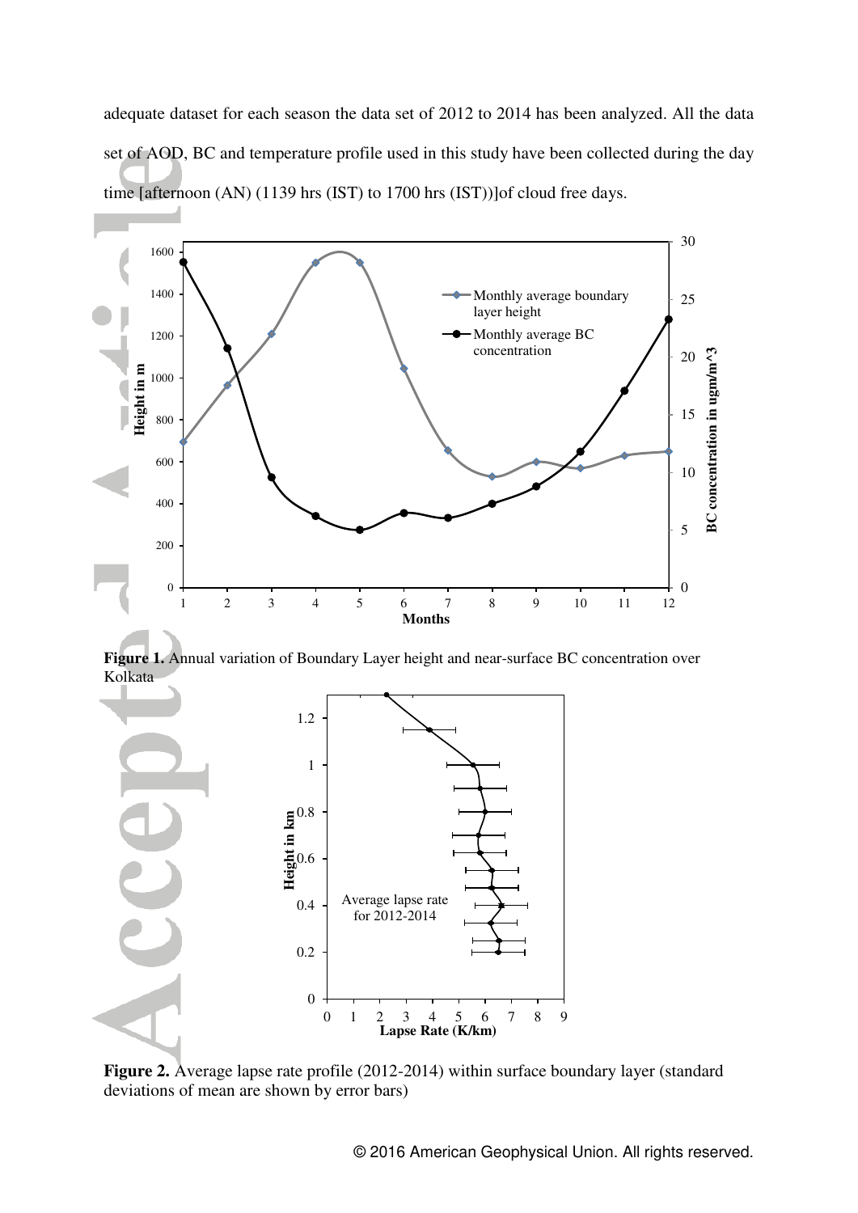adequate dataset for each season the data set of 2012 to 2014 has been analyzed. All the data set of AOD, BC and temperature profile used in this study have been collected during the day time [afternoon (AN) (1139 hrs (IST) to 1700 hrs (IST))]of cloud free days.

**Figure 1.** Annual variation of Boundary Layer height and near-surface BC concentration over Kolkata

**Figure 2.** Average lapse rate profile (2012-2014) within surface boundary layer (standard deviations of mean are shown by error bars)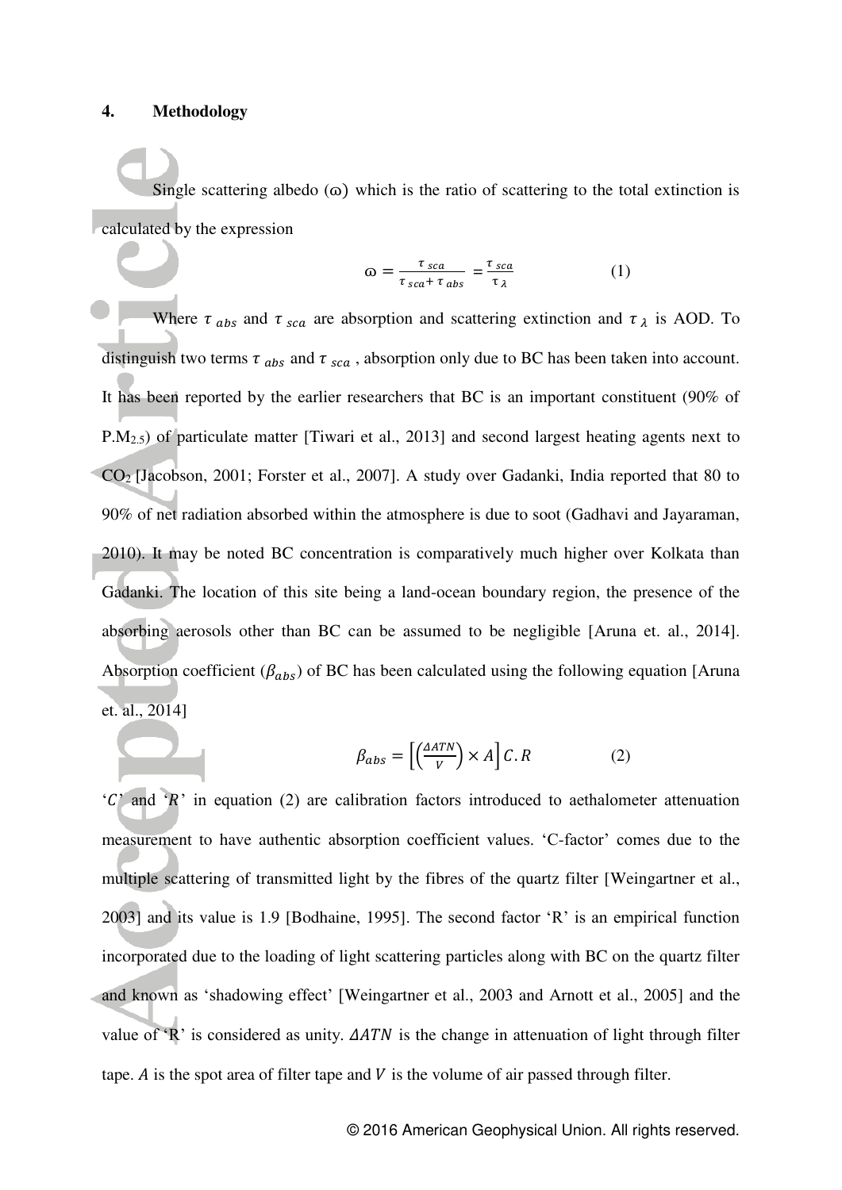## 4. Methodology

Single scattering albedo (ω) which is the ratio of scattering to the total extinction is calculated by the expression

$$\omega = \frac{\tau_{sca}}{\tau_{sca} + \tau_{abs}} = \frac{\tau_{sca}}{\tau_{\lambda}} \quad (1)$$

Where $\tau_{abs}$ and $\tau_{sca}$ are absorption and scattering extinction and $\tau_{\lambda}$ is AOD. To distinguish two terms $\tau_{abs}$ and $\tau_{sca}$ , absorption only due to BC has been taken into account. It has been reported by the earlier researchers that BC is an important constituent (90% of $P.M_{2.5}$) of particulate matter [Tiwari et al., 2013] and second largest heating agents next to $CO_2$ [Jacobson, 2001; Forster et al., 2007]. A study over Gadanki, India reported that 80 to 90% of net radiation absorbed within the atmosphere is due to soot (Gadhavi and Jayaraman, 2010). It may be noted BC concentration is comparatively much higher over Kolkata than Gadanki. The location of this site being a land-ocean boundary region, the presence of the absorbing aerosols other than BC can be assumed to be negligible [Aruna et. al., 2014]. Absorption coefficient ($\beta_{abs}$) of BC has been calculated using the following equation [Aruna et. al., 2014]

$$\beta_{abs} = \left[\left(\frac{\Delta ATN}{V}\right) \times A\right] C.R \quad (2)$$

'$C$' and '$R$' in equation (2) are calibration factors introduced to aethalometer attenuation measurement to have authentic absorption coefficient values. 'C-factor' comes due to the multiple scattering of transmitted light by the fibres of the quartz filter [Weingartner et al., 2003] and its value is 1.9 [Bodhaine, 1995]. The second factor 'R' is an empirical function incorporated due to the loading of light scattering particles along with BC on the quartz filter and known as 'shadowing effect' [Weingartner et al., 2003 and Arnott et al., 2005] and the value of 'R' is considered as unity. $\Delta ATN$ is the change in attenuation of light through filter tape. $A$ is the spot area of filter tape and $V$ is the volume of air passed through filter.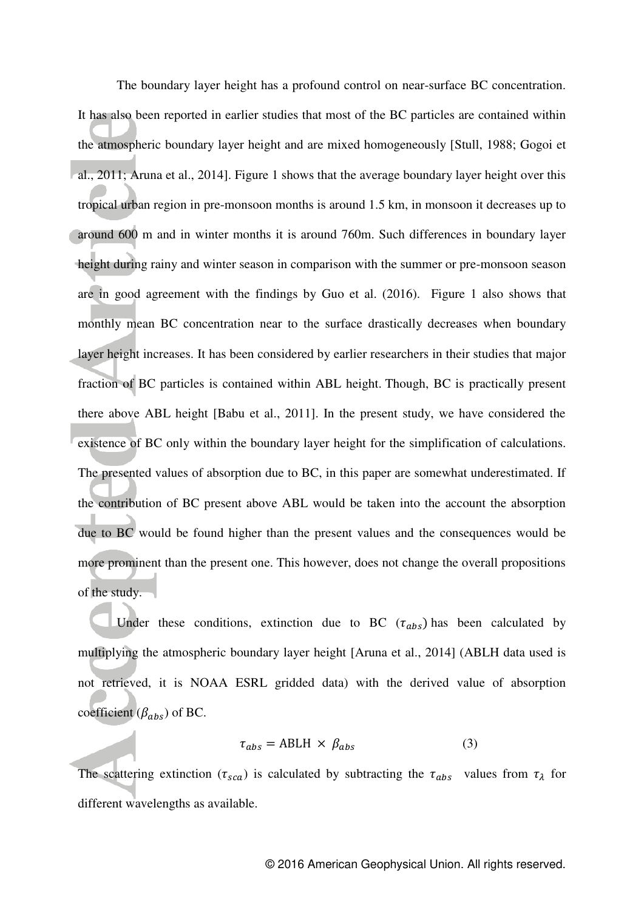The boundary layer height has a profound control on near-surface BC concentration. It has also been reported in earlier studies that most of the BC particles are contained within the atmospheric boundary layer height and are mixed homogeneously [Stull, 1988; Gogoi et al., 2011; Aruna et al., 2014]. Figure 1 shows that the average boundary layer height over this tropical urban region in pre-monsoon months is around 1.5 km, in monsoon it decreases up to around 600 m and in winter months it is around 760m. Such differences in boundary layer height during rainy and winter season in comparison with the summer or pre-monsoon season are in good agreement with the findings by Guo et al. (2016). Figure 1 also shows that monthly mean BC concentration near to the surface drastically decreases when boundary layer height increases. It has been considered by earlier researchers in their studies that major fraction of BC particles is contained within ABL height. Though, BC is practically present there above ABL height [Babu et al., 2011]. In the present study, we have considered the existence of BC only within the boundary layer height for the simplification of calculations. The presented values of absorption due to BC, in this paper are somewhat underestimated. If the contribution of BC present above ABL would be taken into the account the absorption due to BC would be found higher than the present values and the consequences would be more prominent than the present one. This however, does not change the overall propositions of the study.

Under these conditions, extinction due to BC ($\tau_{abs}$) has been calculated by multiplying the atmospheric boundary layer height [Aruna et al., 2014] (ABLH data used is not retrieved, it is NOAA ESRL gridded data) with the derived value of absorption coefficient ($\beta_{abs}$) of BC.

$$\tau_{abs} = \text{ABLH} \times \beta_{abs} \tag{3}$$

The scattering extinction ($\tau_{sca}$) is calculated by subtracting the $\tau_{abs}$ values from $\tau_{\lambda}$ for different wavelengths as available.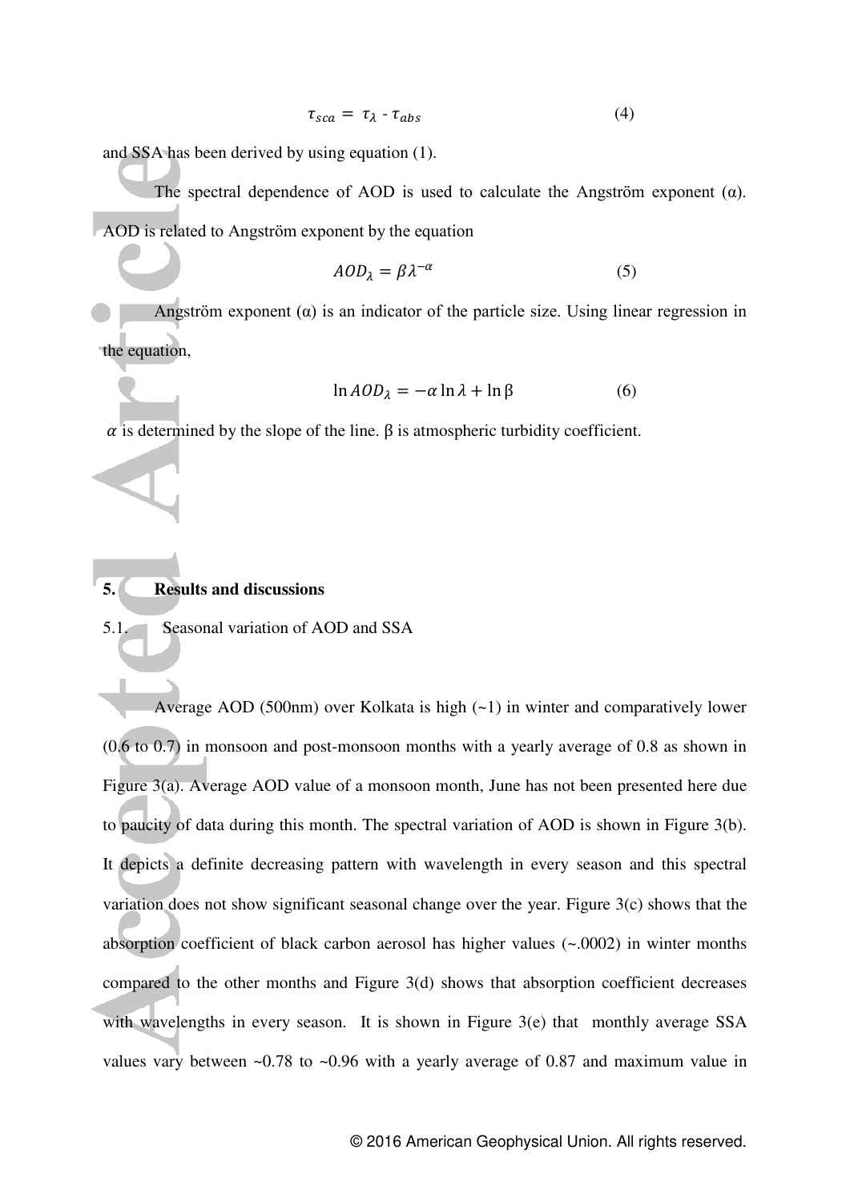$$\tau_{sca} = \tau_{\lambda} - \tau_{abs} \tag{4}$$

and SSA has been derived by using equation (1).

The spectral dependence of AOD is used to calculate the Angström exponent (α). AOD is related to Angström exponent by the equation

$$AOD_{\lambda} = \beta\lambda^{-\alpha} \tag{5}$$

Angström exponent (α) is an indicator of the particle size. Using linear regression in the equation,

$$\ln AOD_{\lambda} = -\alpha \ln \lambda + \ln \beta \tag{6}$$

$\alpha$ is determined by the slope of the line. β is atmospheric turbidity coefficient.

## 5. Results and discussions

### 5.1. Seasonal variation of AOD and SSA

Average AOD (500nm) over Kolkata is high (~1) in winter and comparatively lower (0.6 to 0.7) in monsoon and post-monsoon months with a yearly average of 0.8 as shown in Figure 3(a). Average AOD value of a monsoon month, June has not been presented here due to paucity of data during this month. The spectral variation of AOD is shown in Figure 3(b). It depicts a definite decreasing pattern with wavelength in every season and this spectral variation does not show significant seasonal change over the year. Figure 3(c) shows that the absorption coefficient of black carbon aerosol has higher values (~.0002) in winter months compared to the other months and Figure 3(d) shows that absorption coefficient decreases with wavelengths in every season. It is shown in Figure 3(e) that monthly average SSA values vary between ~0.78 to ~0.96 with a yearly average of 0.87 and maximum value in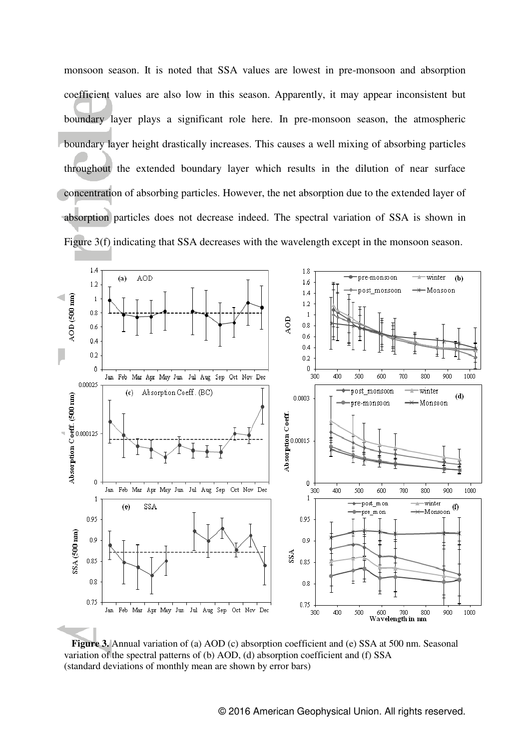monsoon season. It is noted that SSA values are lowest in pre-monsoon and absorption coefficient values are also low in this season. Apparently, it may appear inconsistent but boundary layer plays a significant role here. In pre-monsoon season, the atmospheric boundary layer height drastically increases. This causes a well mixing of absorbing particles throughout the extended boundary layer which results in the dilution of near surface concentration of absorbing particles. However, the net absorption due to the extended layer of absorption particles does not decrease indeed. The spectral variation of SSA is shown in Figure 3(f) indicating that SSA decreases with the wavelength except in the monsoon season.

**Figure 3.** Annual variation of (a) AOD (c) absorption coefficient and (e) SSA at 500 nm. Seasonal variation of the spectral patterns of (b) AOD, (d) absorption coefficient and (f) SSA (standard deviations of monthly mean are shown by error bars)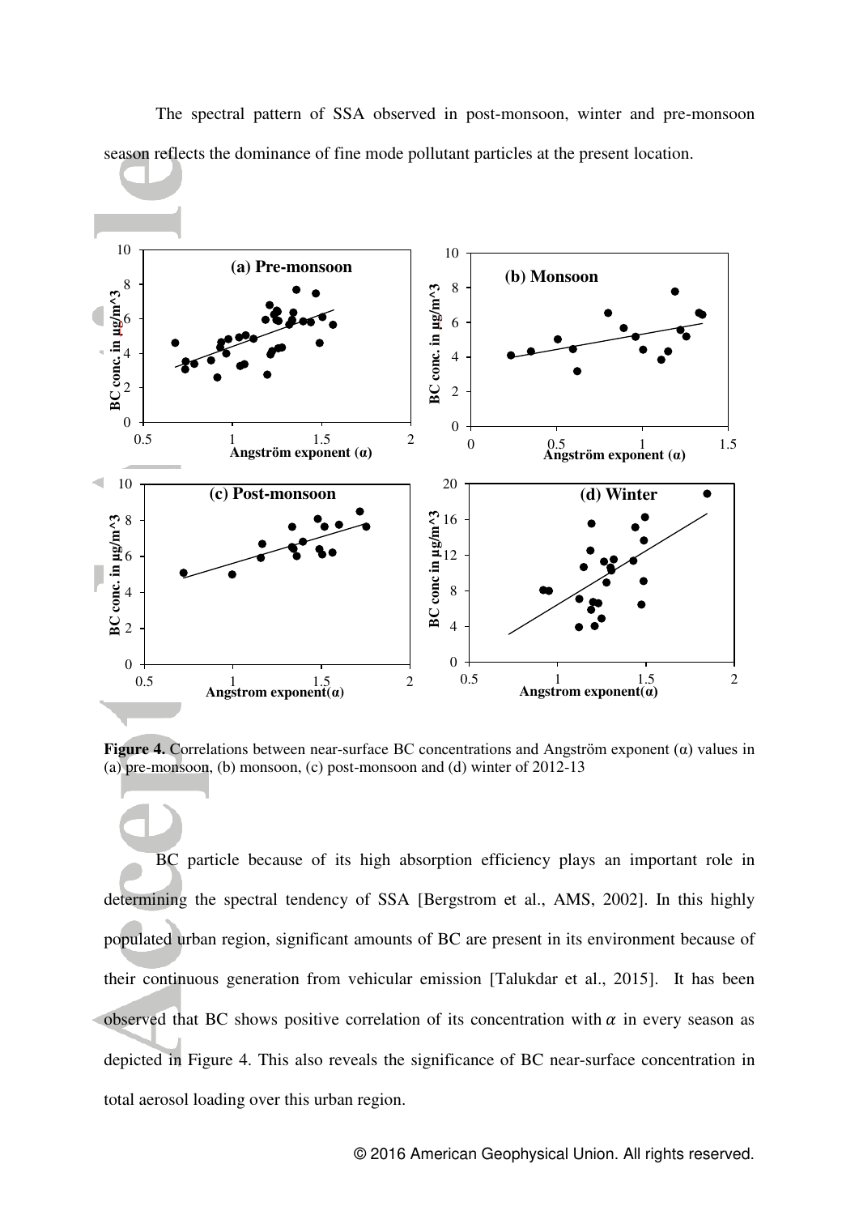The spectral pattern of SSA observed in post-monsoon, winter and pre-monsoon season reflects the dominance of fine mode pollutant particles at the present location.

**Figure 4.** Correlations between near-surface BC concentrations and Angström exponent (α) values in (a) pre-monsoon, (b) monsoon, (c) post-monsoon and (d) winter of 2012-13

BC particle because of its high absorption efficiency plays an important role in determining the spectral tendency of SSA [Bergstrom et al., AMS, 2002]. In this highly populated urban region, significant amounts of BC are present in its environment because of their continuous generation from vehicular emission [Talukdar et al., 2015]. It has been observed that BC shows positive correlation of its concentration with $\alpha$ in every season as depicted in Figure 4. This also reveals the significance of BC near-surface concentration in total aerosol loading over this urban region.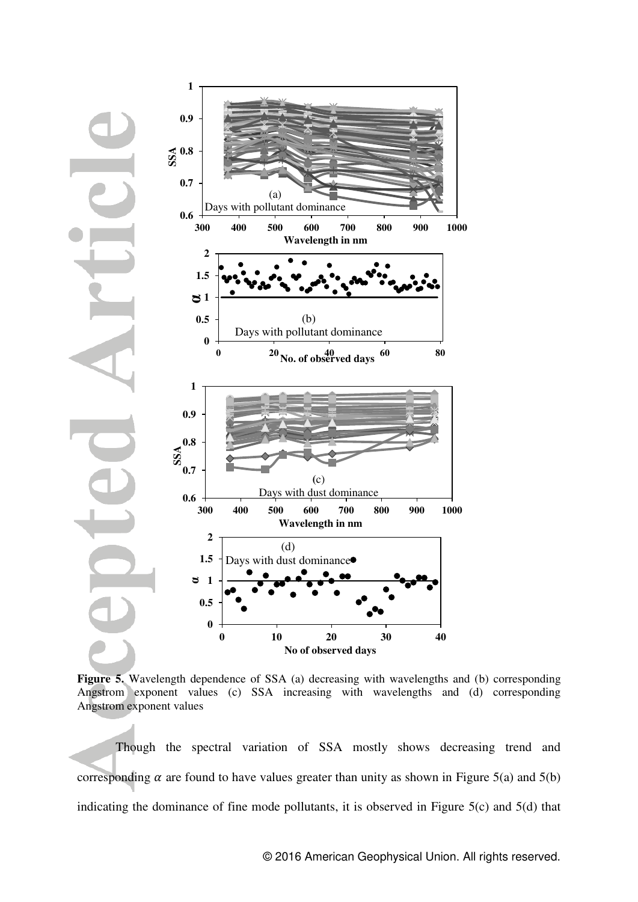**Figure 5.** Wavelength dependence of SSA (a) decreasing with wavelengths and (b) corresponding Angstrom exponent values (c) SSA increasing with wavelengths and (d) corresponding Angstrom exponent values

Though the spectral variation of SSA mostly shows decreasing trend and corresponding $\alpha$ are found to have values greater than unity as shown in Figure 5(a) and 5(b) indicating the dominance of fine mode pollutants, it is observed in Figure 5(c) and 5(d) that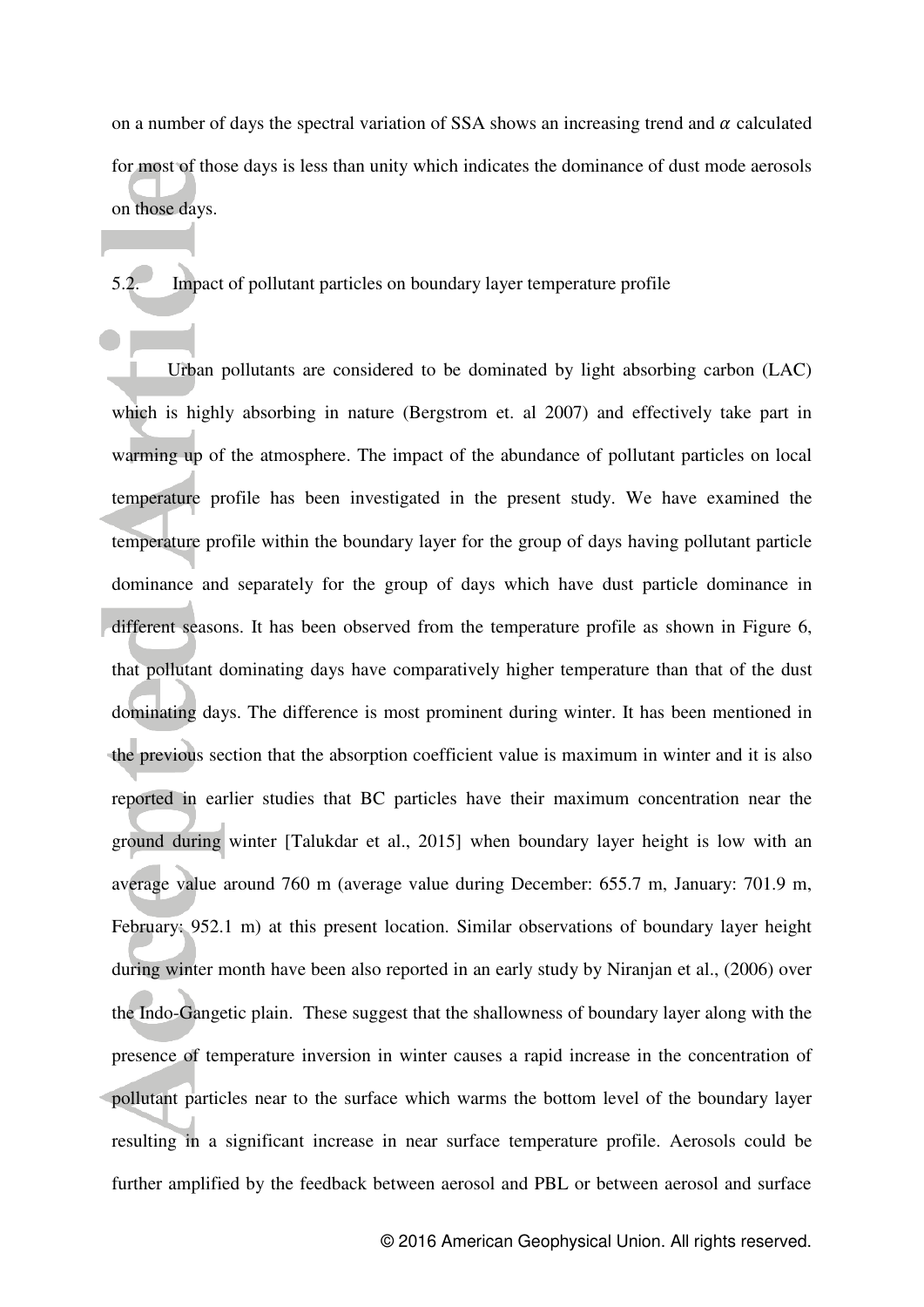on a number of days the spectral variation of SSA shows an increasing trend and $\alpha$ calculated for most of those days is less than unity which indicates the dominance of dust mode aerosols on those days.

## 5.2. Impact of pollutant particles on boundary layer temperature profile

Urban pollutants are considered to be dominated by light absorbing carbon (LAC) which is highly absorbing in nature (Bergstrom et. al 2007) and effectively take part in warming up of the atmosphere. The impact of the abundance of pollutant particles on local temperature profile has been investigated in the present study. We have examined the temperature profile within the boundary layer for the group of days having pollutant particle dominance and separately for the group of days which have dust particle dominance in different seasons. It has been observed from the temperature profile as shown in Figure 6, that pollutant dominating days have comparatively higher temperature than that of the dust dominating days. The difference is most prominent during winter. It has been mentioned in the previous section that the absorption coefficient value is maximum in winter and it is also reported in earlier studies that BC particles have their maximum concentration near the ground during winter [Talukdar et al., 2015] when boundary layer height is low with an average value around 760 m (average value during December: 655.7 m, January: 701.9 m, February: 952.1 m) at this present location. Similar observations of boundary layer height during winter month have been also reported in an early study by Niranjan et al., (2006) over the Indo-Gangetic plain. These suggest that the shallowness of boundary layer along with the presence of temperature inversion in winter causes a rapid increase in the concentration of pollutant particles near to the surface which warms the bottom level of the boundary layer resulting in a significant increase in near surface temperature profile. Aerosols could be further amplified by the feedback between aerosol and PBL or between aerosol and surface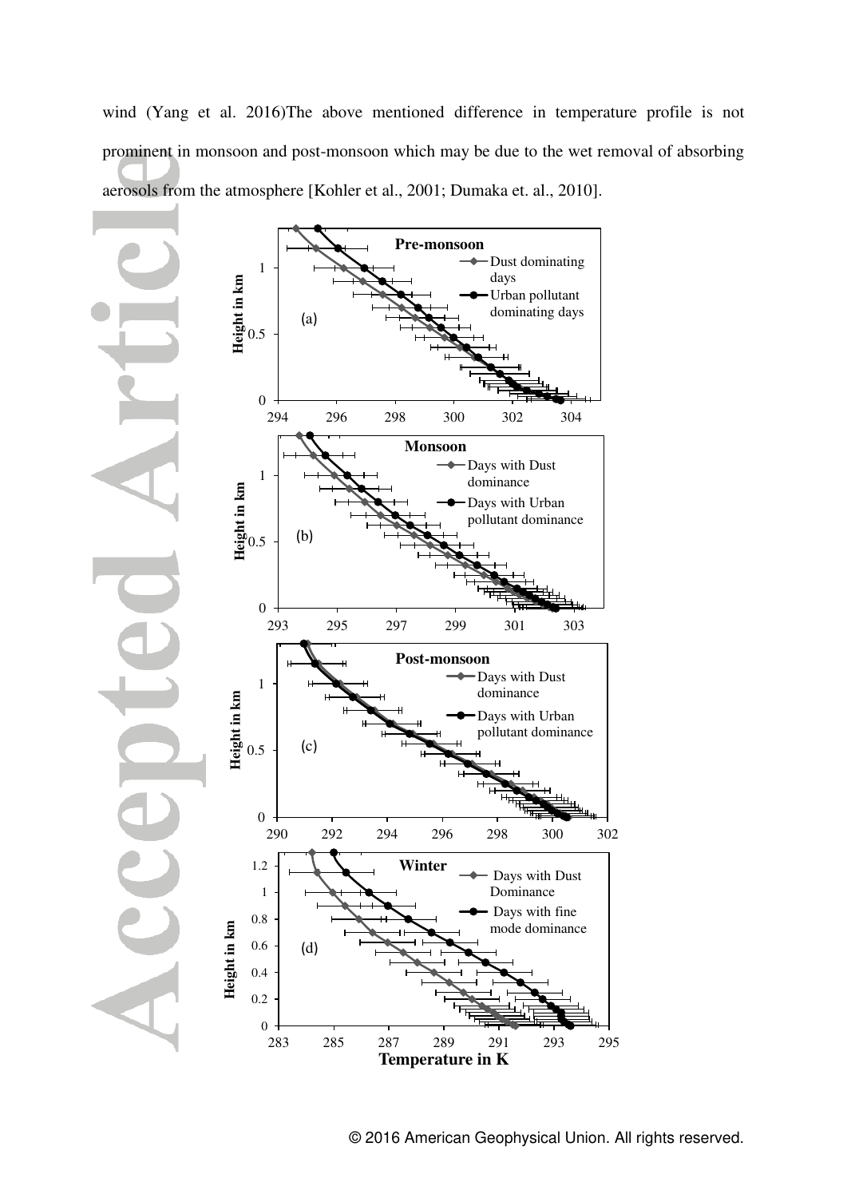wind (Yang et al. 2016)The above mentioned difference in temperature profile is not prominent in monsoon and post-monsoon which may be due to the wet removal of absorbing aerosols from the atmosphere [Kohler et al., 2001; Dumaka et. al., 2010].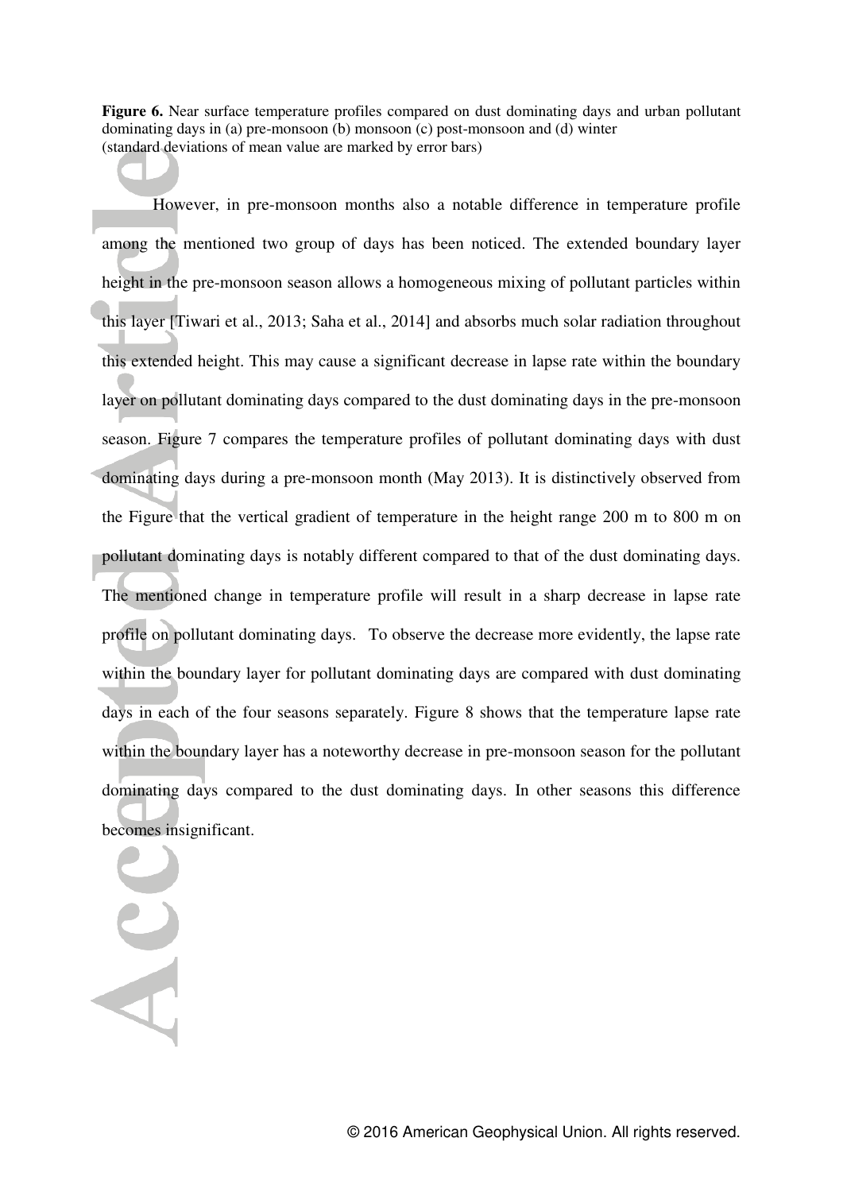**Figure 6.** Near surface temperature profiles compared on dust dominating days and urban pollutant dominating days in (a) pre-monsoon (b) monsoon (c) post-monsoon and (d) winter (standard deviations of mean value are marked by error bars)

However, in pre-monsoon months also a notable difference in temperature profile among the mentioned two group of days has been noticed. The extended boundary layer height in the pre-monsoon season allows a homogeneous mixing of pollutant particles within this layer [Tiwari et al., 2013; Saha et al., 2014] and absorbs much solar radiation throughout this extended height. This may cause a significant decrease in lapse rate within the boundary layer on pollutant dominating days compared to the dust dominating days in the pre-monsoon season. Figure 7 compares the temperature profiles of pollutant dominating days with dust dominating days during a pre-monsoon month (May 2013). It is distinctively observed from the Figure that the vertical gradient of temperature in the height range 200 m to 800 m on pollutant dominating days is notably different compared to that of the dust dominating days. The mentioned change in temperature profile will result in a sharp decrease in lapse rate profile on pollutant dominating days. To observe the decrease more evidently, the lapse rate within the boundary layer for pollutant dominating days are compared with dust dominating days in each of the four seasons separately. Figure 8 shows that the temperature lapse rate within the boundary layer has a noteworthy decrease in pre-monsoon season for the pollutant dominating days compared to the dust dominating days. In other seasons this difference becomes insignificant.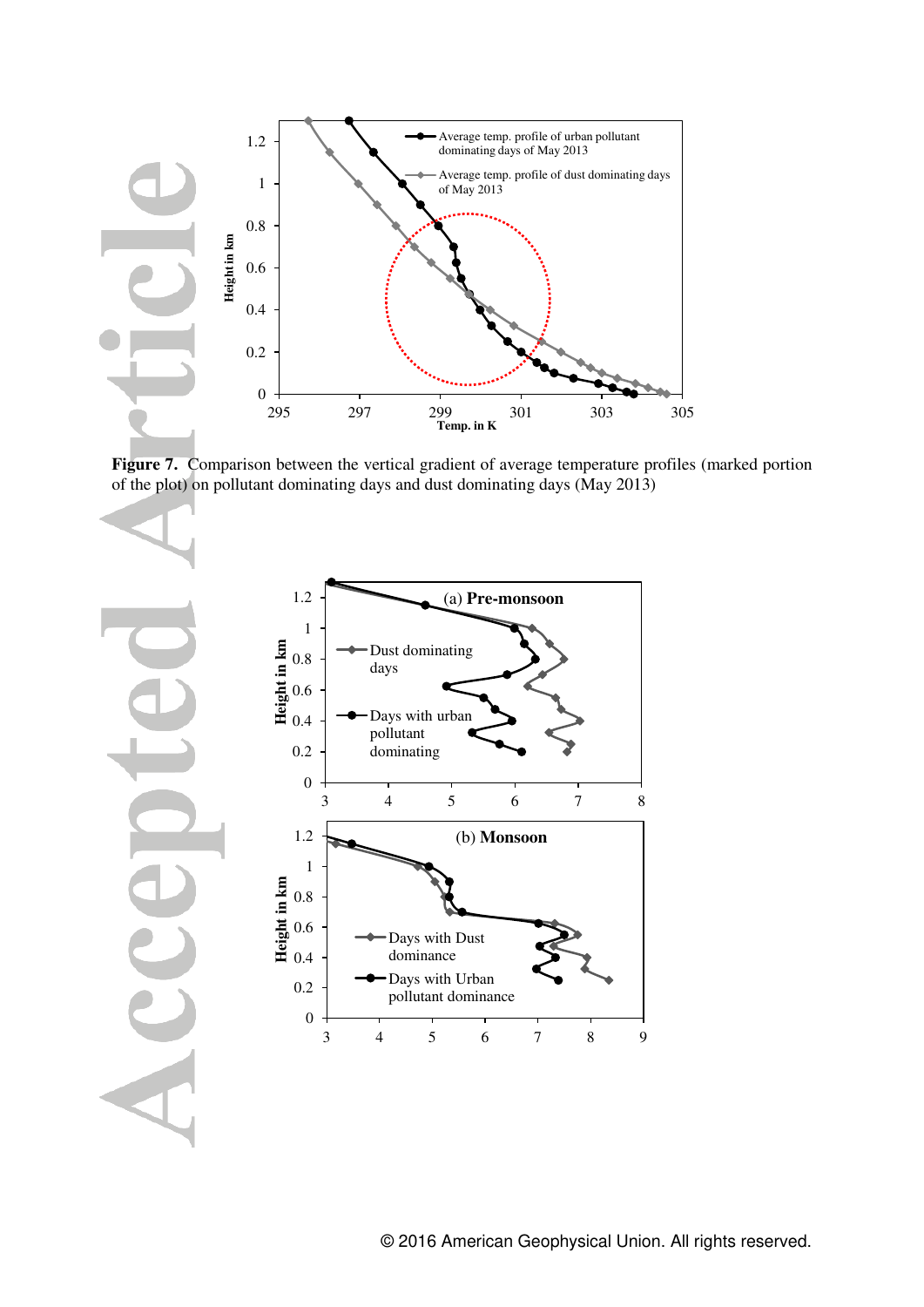**Figure 7.** Comparison between the vertical gradient of average temperature profiles (marked portion of the plot) on pollutant dominating days and dust dominating days (May 2013)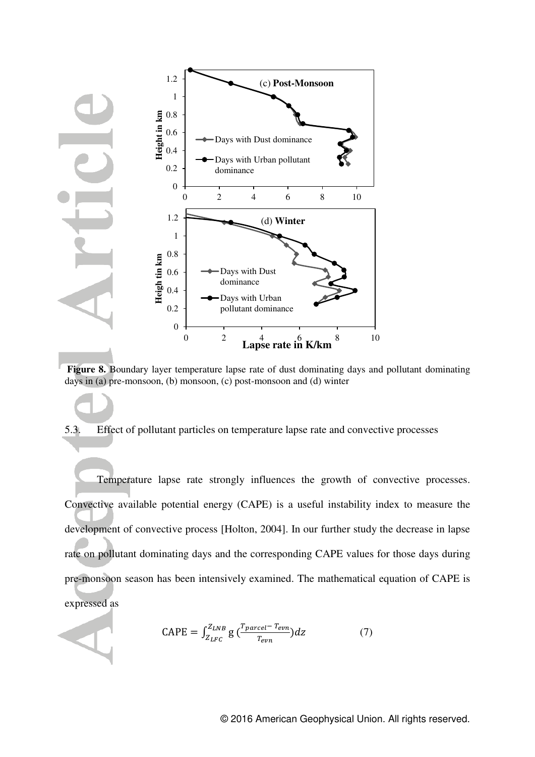**Figure 8.** Boundary layer temperature lapse rate of dust dominating days and pollutant dominating days in (a) pre-monsoon, (b) monsoon, (c) post-monsoon and (d) winter

5.3. Effect of pollutant particles on temperature lapse rate and convective processes

Temperature lapse rate strongly influences the growth of convective processes. Convective available potential energy (CAPE) is a useful instability index to measure the development of convective process [Holton, 2004]. In our further study the decrease in lapse rate on pollutant dominating days and the corresponding CAPE values for those days during pre-monsoon season has been intensively examined. The mathematical equation of CAPE is expressed as

$$\text{CAPE} = \int_{Z_{LFC}}^{Z_{LNB}} g\left(\frac{T_{parcel} - T_{evn}}{T_{evn}}\right) dz \qquad (7)$$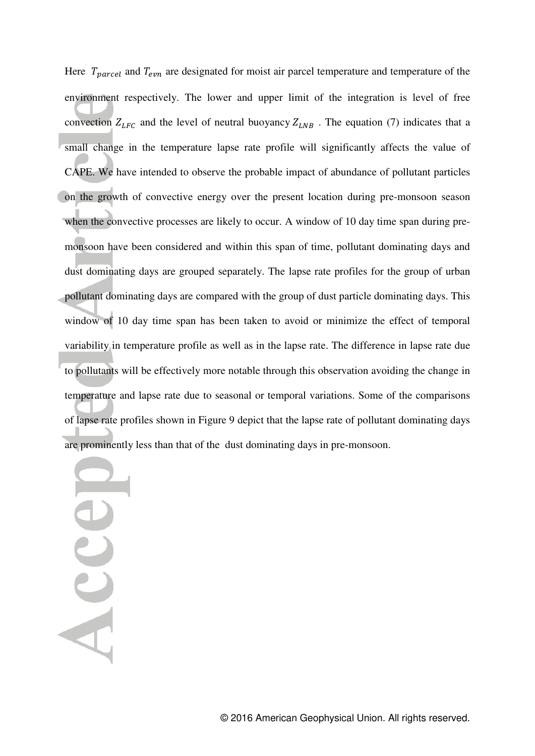Here $T_{parcel}$ and $T_{evn}$ are designated for moist air parcel temperature and temperature of the environment respectively. The lower and upper limit of the integration is level of free convection $Z_{LFC}$ and the level of neutral buoyancy $Z_{LNB}$ . The equation (7) indicates that a small change in the temperature lapse rate profile will significantly affects the value of CAPE. We have intended to observe the probable impact of abundance of pollutant particles on the growth of convective energy over the present location during pre-monsoon season when the convective processes are likely to occur. A window of 10 day time span during pre-monsoon have been considered and within this span of time, pollutant dominating days and dust dominating days are grouped separately. The lapse rate profiles for the group of urban pollutant dominating days are compared with the group of dust particle dominating days. This window of 10 day time span has been taken to avoid or minimize the effect of temporal variability in temperature profile as well as in the lapse rate. The difference in lapse rate due to pollutants will be effectively more notable through this observation avoiding the change in temperature and lapse rate due to seasonal or temporal variations. Some of the comparisons of lapse rate profiles shown in Figure 9 depict that the lapse rate of pollutant dominating days are prominently less than that of the dust dominating days in pre-monsoon.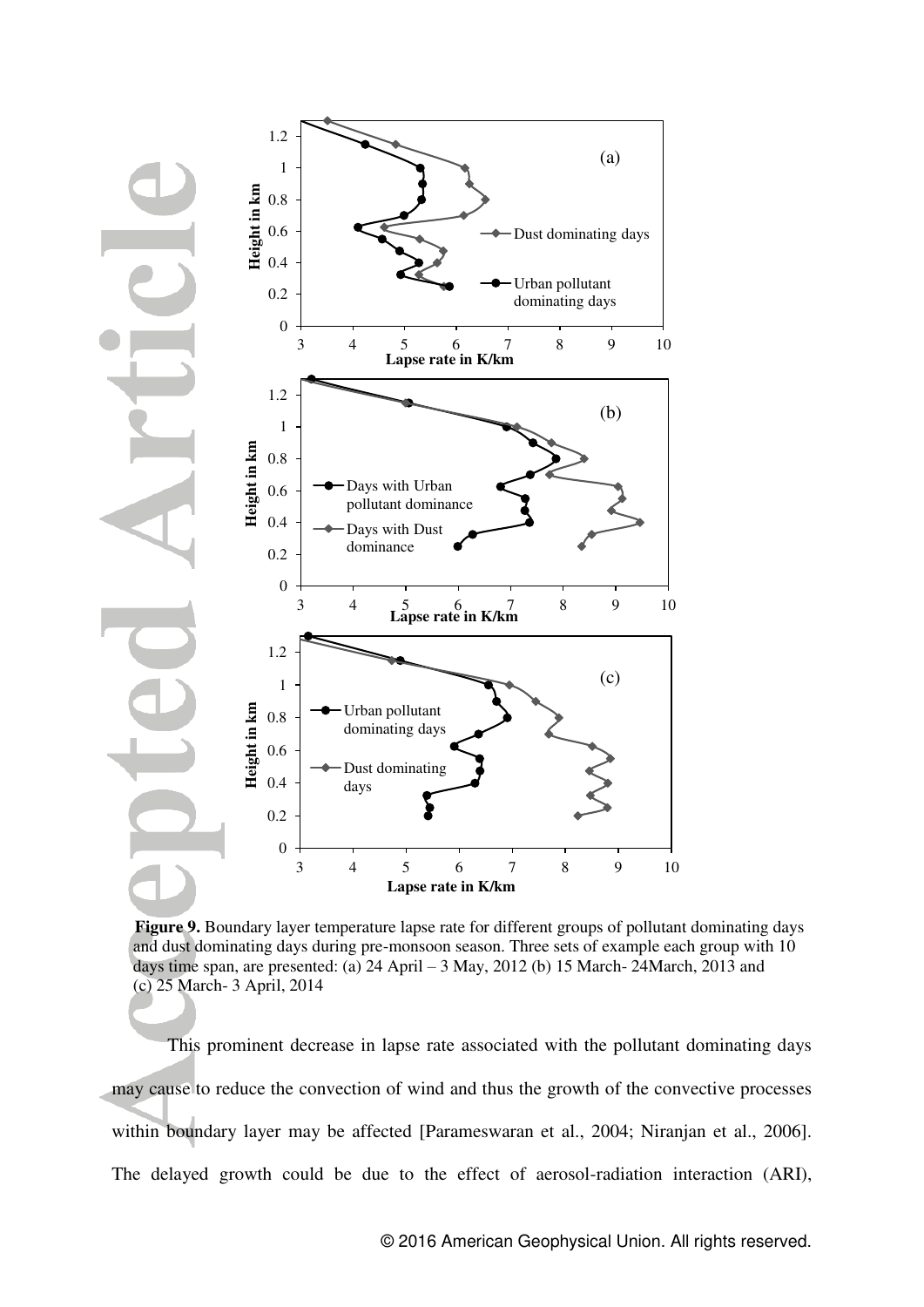**Figure 9.** Boundary layer temperature lapse rate for different groups of pollutant dominating days and dust dominating days during pre-monsoon season. Three sets of example each group with 10 days time span, are presented: (a) 24 April – 3 May, 2012 (b) 15 March- 24March, 2013 and (c) 25 March- 3 April, 2014

This prominent decrease in lapse rate associated with the pollutant dominating days may cause to reduce the convection of wind and thus the growth of the convective processes within boundary layer may be affected [Parameswaran et al., 2004; Niranjan et al., 2006]. The delayed growth could be due to the effect of aerosol-radiation interaction (ARI),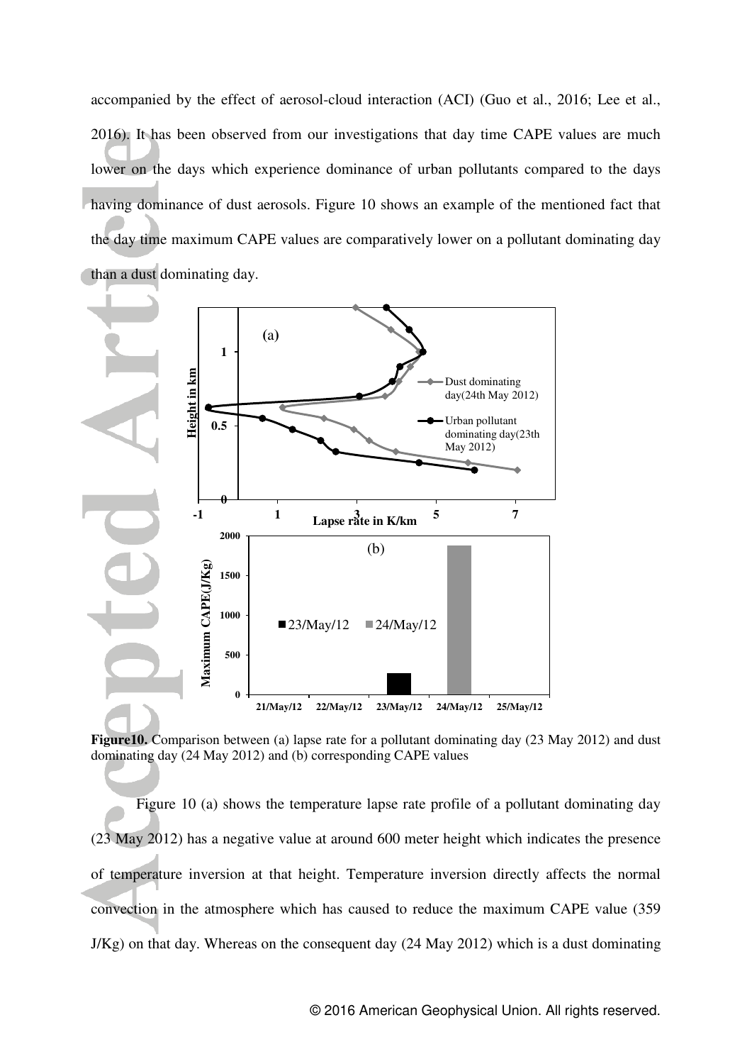accompanied by the effect of aerosol-cloud interaction (ACI) (Guo et al., 2016; Lee et al., 2016). It has been observed from our investigations that day time CAPE values are much lower on the days which experience dominance of urban pollutants compared to the days having dominance of dust aerosols. Figure 10 shows an example of the mentioned fact that the day time maximum CAPE values are comparatively lower on a pollutant dominating day than a dust dominating day.

**Figure10.** Comparison between (a) lapse rate for a pollutant dominating day (23 May 2012) and dust dominating day (24 May 2012) and (b) corresponding CAPE values

Figure 10 (a) shows the temperature lapse rate profile of a pollutant dominating day (23 May 2012) has a negative value at around 600 meter height which indicates the presence of temperature inversion at that height. Temperature inversion directly affects the normal convection in the atmosphere which has caused to reduce the maximum CAPE value (359 J/Kg) on that day. Whereas on the consequent day (24 May 2012) which is a dust dominating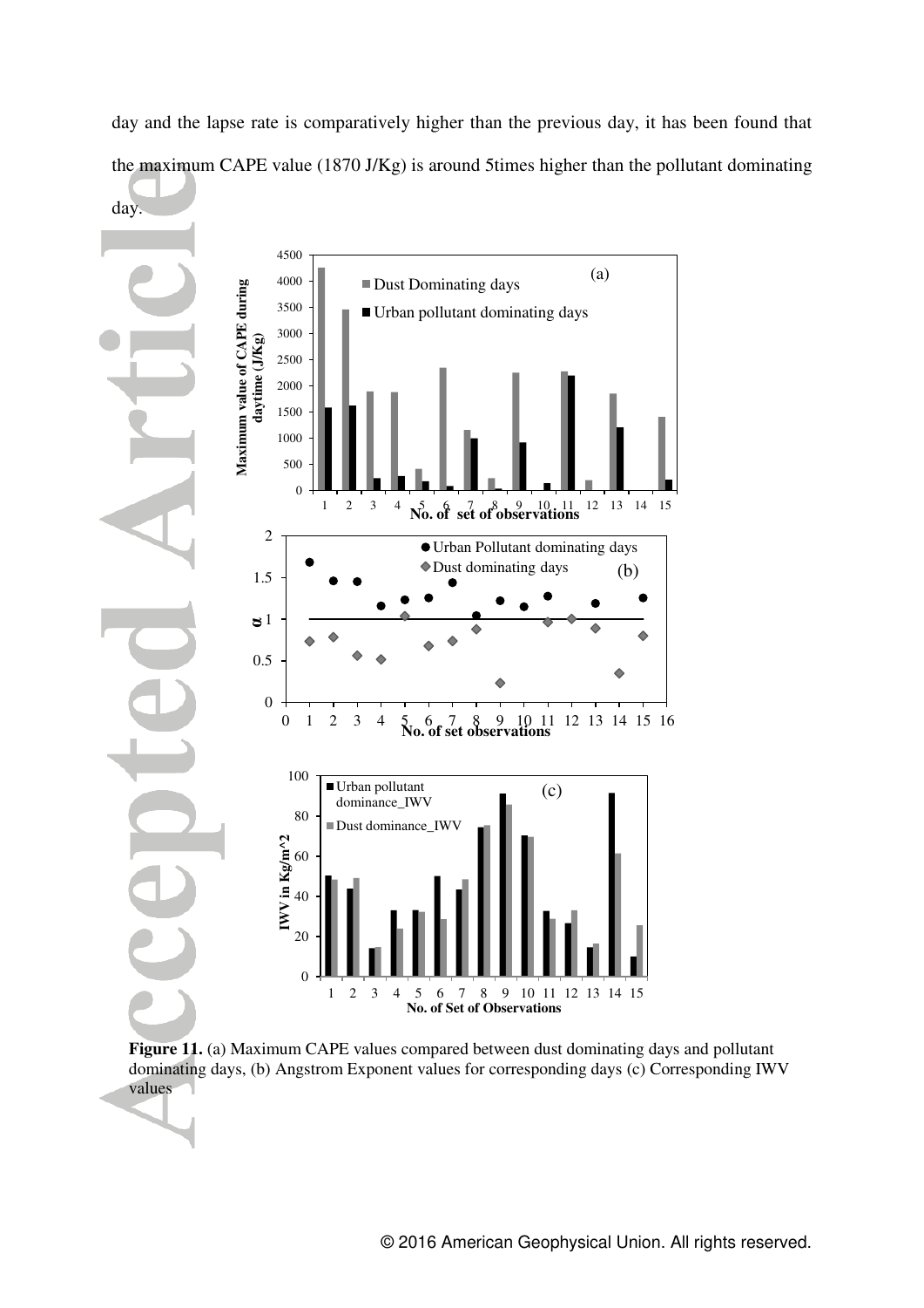day and the lapse rate is comparatively higher than the previous day, it has been found that the maximum CAPE value (1870 J/Kg) is around 5times higher than the pollutant dominating day.

**Figure 11.** (a) Maximum CAPE values compared between dust dominating days and pollutant dominating days, (b) Angstrom Exponent values for corresponding days (c) Corresponding IWV values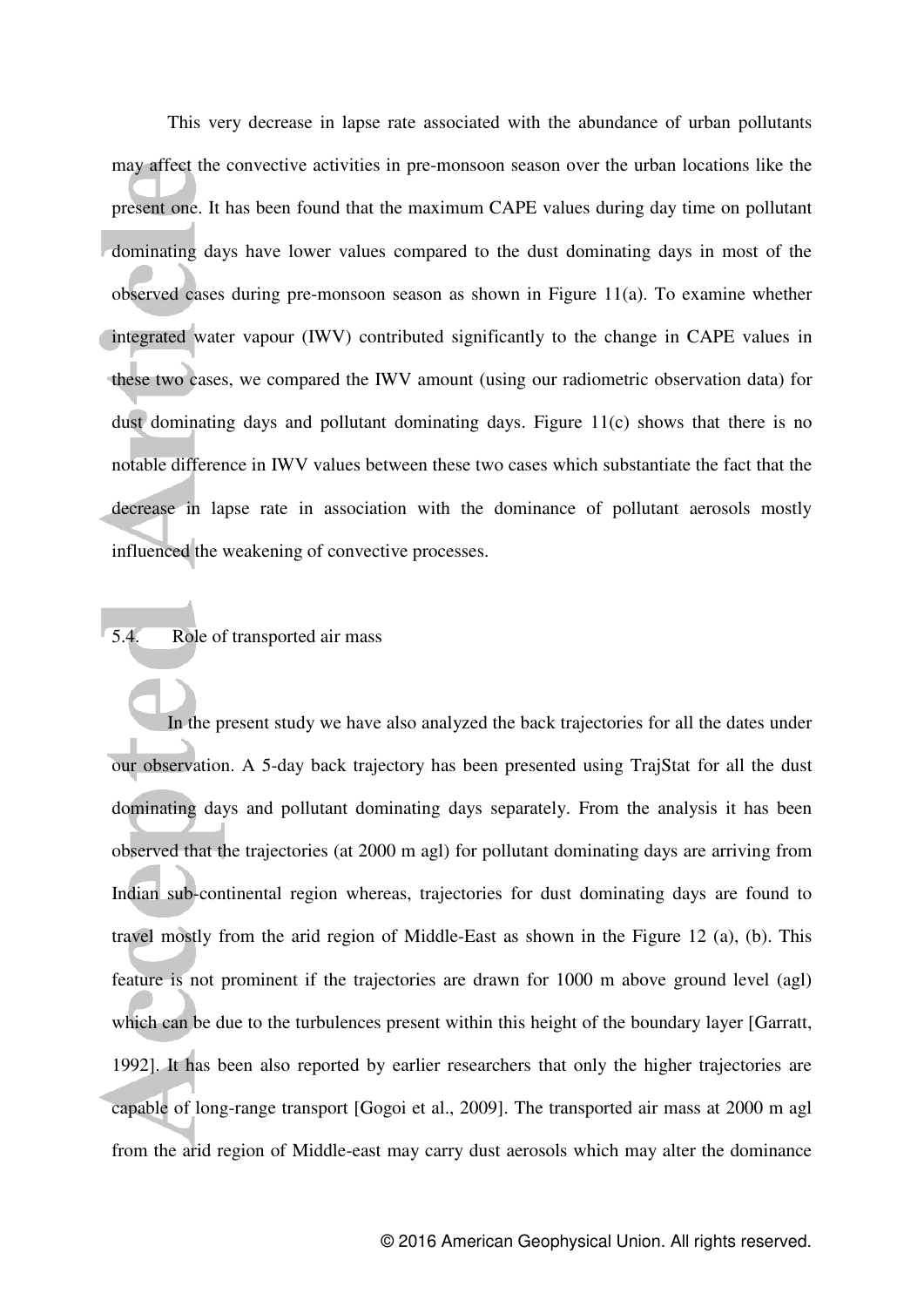This very decrease in lapse rate associated with the abundance of urban pollutants may affect the convective activities in pre-monsoon season over the urban locations like the present one. It has been found that the maximum CAPE values during day time on pollutant dominating days have lower values compared to the dust dominating days in most of the observed cases during pre-monsoon season as shown in Figure 11(a). To examine whether integrated water vapour (IWV) contributed significantly to the change in CAPE values in these two cases, we compared the IWV amount (using our radiometric observation data) for dust dominating days and pollutant dominating days. Figure 11(c) shows that there is no notable difference in IWV values between these two cases which substantiate the fact that the decrease in lapse rate in association with the dominance of pollutant aerosols mostly influenced the weakening of convective processes.

## 5.4. Role of transported air mass

In the present study we have also analyzed the back trajectories for all the dates under our observation. A 5-day back trajectory has been presented using TrajStat for all the dust dominating days and pollutant dominating days separately. From the analysis it has been observed that the trajectories (at 2000 m agl) for pollutant dominating days are arriving from Indian sub-continental region whereas, trajectories for dust dominating days are found to travel mostly from the arid region of Middle-East as shown in the Figure 12 (a), (b). This feature is not prominent if the trajectories are drawn for 1000 m above ground level (agl) which can be due to the turbulences present within this height of the boundary layer [Garratt, 1992]. It has been also reported by earlier researchers that only the higher trajectories are capable of long-range transport [Gogoi et al., 2009]. The transported air mass at 2000 m agl from the arid region of Middle-east may carry dust aerosols which may alter the dominance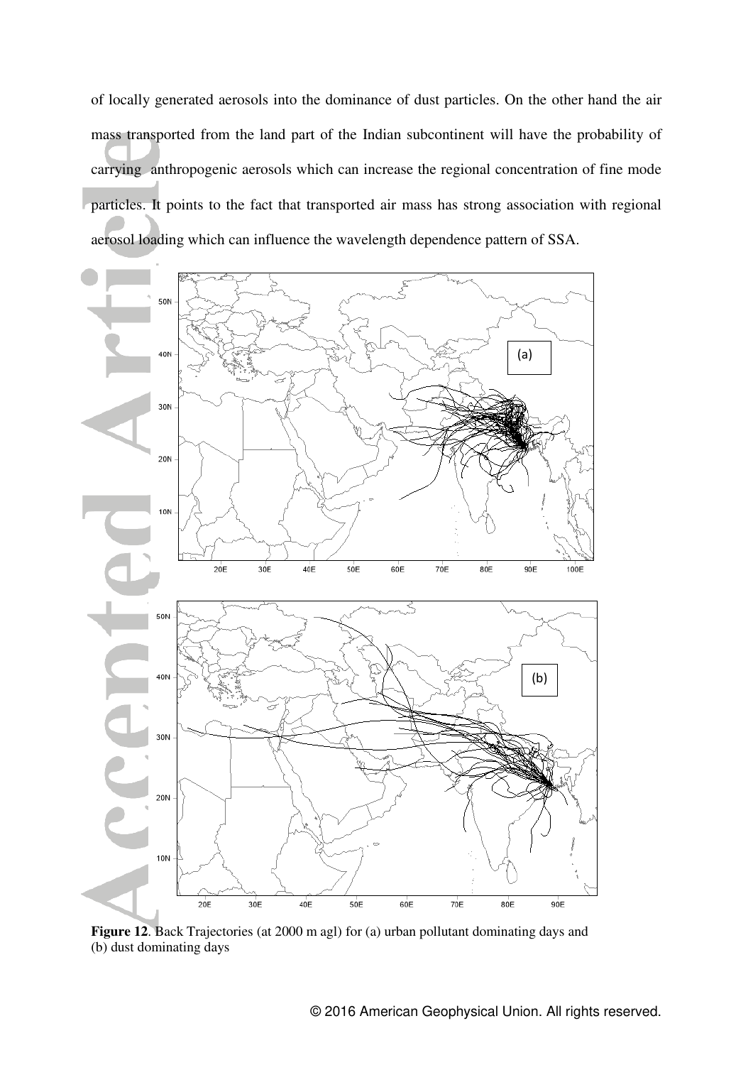of locally generated aerosols into the dominance of dust particles. On the other hand the air mass transported from the land part of the Indian subcontinent will have the probability of carrying anthropogenic aerosols which can increase the regional concentration of fine mode particles. It points to the fact that transported air mass has strong association with regional aerosol loading which can influence the wavelength dependence pattern of SSA.

**Figure 12**. Back Trajectories (at 2000 m agl) for (a) urban pollutant dominating days and (b) dust dominating days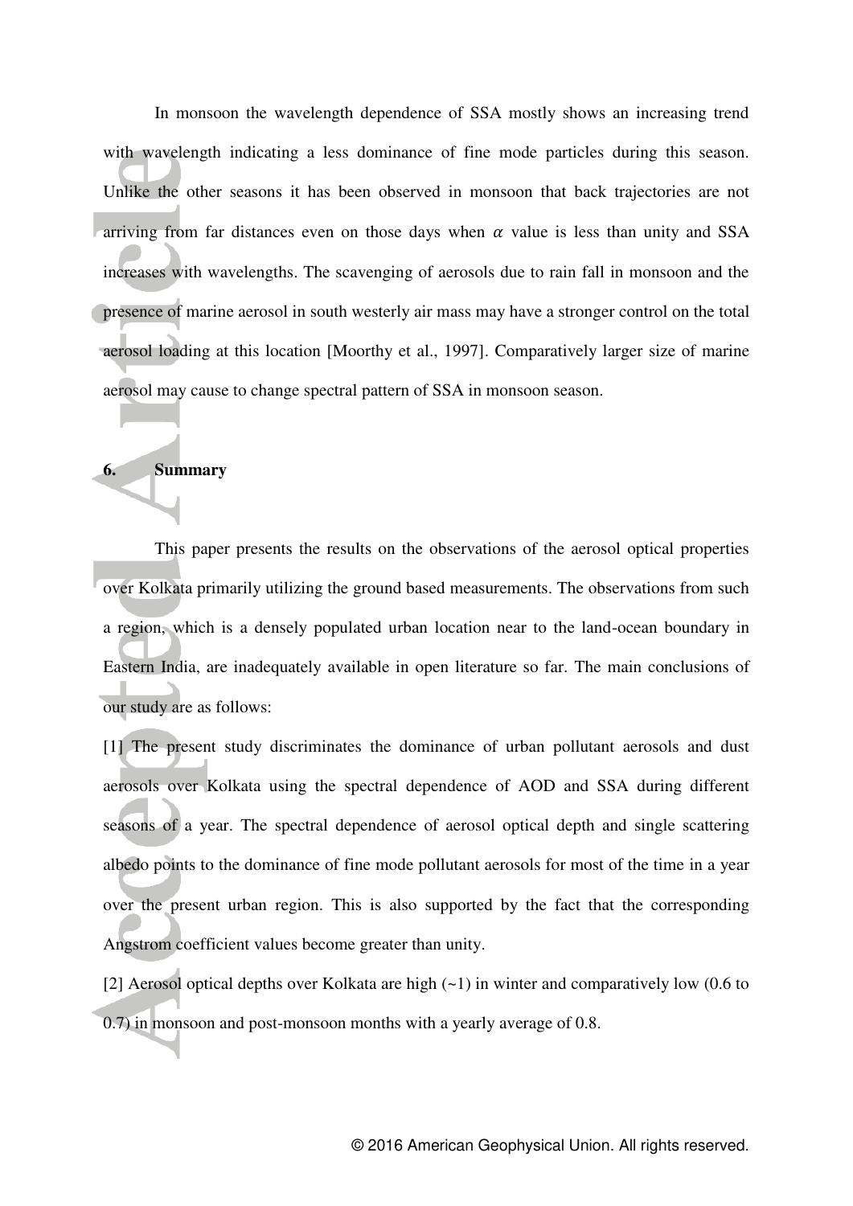In monsoon the wavelength dependence of SSA mostly shows an increasing trend with wavelength indicating a less dominance of fine mode particles during this season. Unlike the other seasons it has been observed in monsoon that back trajectories are not arriving from far distances even on those days when $\alpha$ value is less than unity and SSA increases with wavelengths. The scavenging of aerosols due to rain fall in monsoon and the presence of marine aerosol in south westerly air mass may have a stronger control on the total aerosol loading at this location [Moorthy et al., 1997]. Comparatively larger size of marine aerosol may cause to change spectral pattern of SSA in monsoon season.

## 6. Summary

This paper presents the results on the observations of the aerosol optical properties over Kolkata primarily utilizing the ground based measurements. The observations from such a region, which is a densely populated urban location near to the land-ocean boundary in Eastern India, are inadequately available in open literature so far. The main conclusions of our study are as follows:

[1] The present study discriminates the dominance of urban pollutant aerosols and dust aerosols over Kolkata using the spectral dependence of AOD and SSA during different seasons of a year. The spectral dependence of aerosol optical depth and single scattering albedo points to the dominance of fine mode pollutant aerosols for most of the time in a year over the present urban region. This is also supported by the fact that the corresponding Angstrom coefficient values become greater than unity.

[2] Aerosol optical depths over Kolkata are high (~1) in winter and comparatively low (0.6 to 0.7) in monsoon and post-monsoon months with a yearly average of 0.8.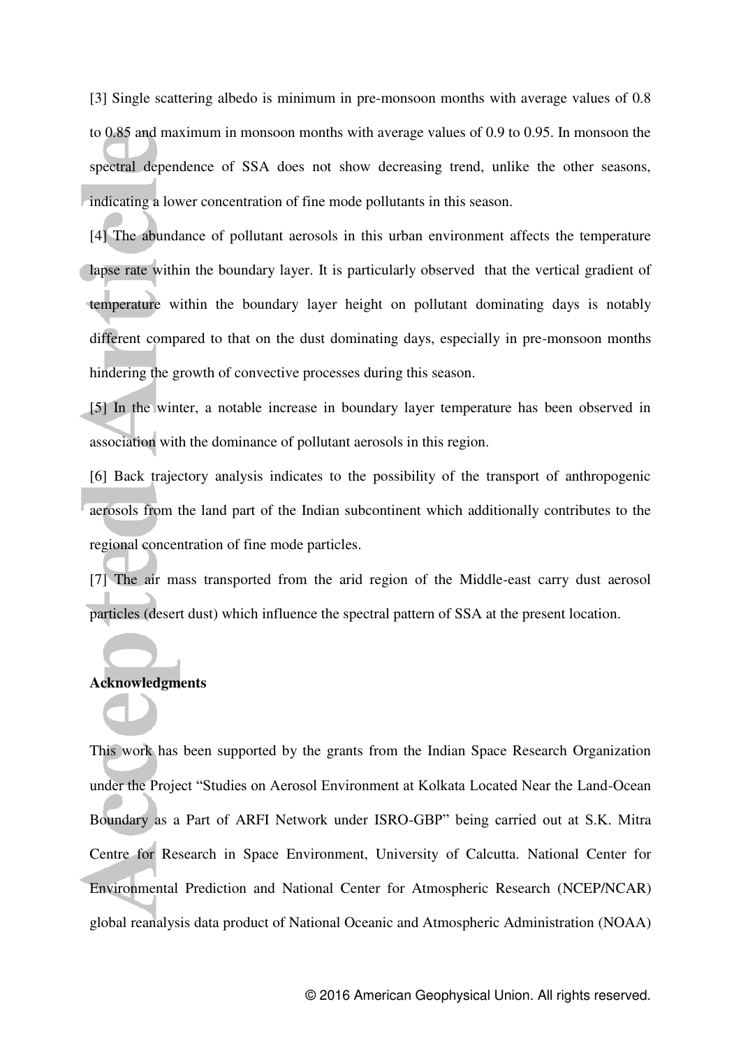[3] Single scattering albedo is minimum in pre-monsoon months with average values of 0.8 to 0.85 and maximum in monsoon months with average values of 0.9 to 0.95. In monsoon the spectral dependence of SSA does not show decreasing trend, unlike the other seasons, indicating a lower concentration of fine mode pollutants in this season.

[4] The abundance of pollutant aerosols in this urban environment affects the temperature lapse rate within the boundary layer. It is particularly observed that the vertical gradient of temperature within the boundary layer height on pollutant dominating days is notably different compared to that on the dust dominating days, especially in pre-monsoon months hindering the growth of convective processes during this season.

[5] In the winter, a notable increase in boundary layer temperature has been observed in association with the dominance of pollutant aerosols in this region.

[6] Back trajectory analysis indicates to the possibility of the transport of anthropogenic aerosols from the land part of the Indian subcontinent which additionally contributes to the regional concentration of fine mode particles.

[7] The air mass transported from the arid region of the Middle-east carry dust aerosol particles (desert dust) which influence the spectral pattern of SSA at the present location.

## Acknowledgments

This work has been supported by the grants from the Indian Space Research Organization under the Project "Studies on Aerosol Environment at Kolkata Located Near the Land-Ocean Boundary as a Part of ARFI Network under ISRO-GBP" being carried out at S.K. Mitra Centre for Research in Space Environment, University of Calcutta. National Center for Environmental Prediction and National Center for Atmospheric Research (NCEP/NCAR) global reanalysis data product of National Oceanic and Atmospheric Administration (NOAA)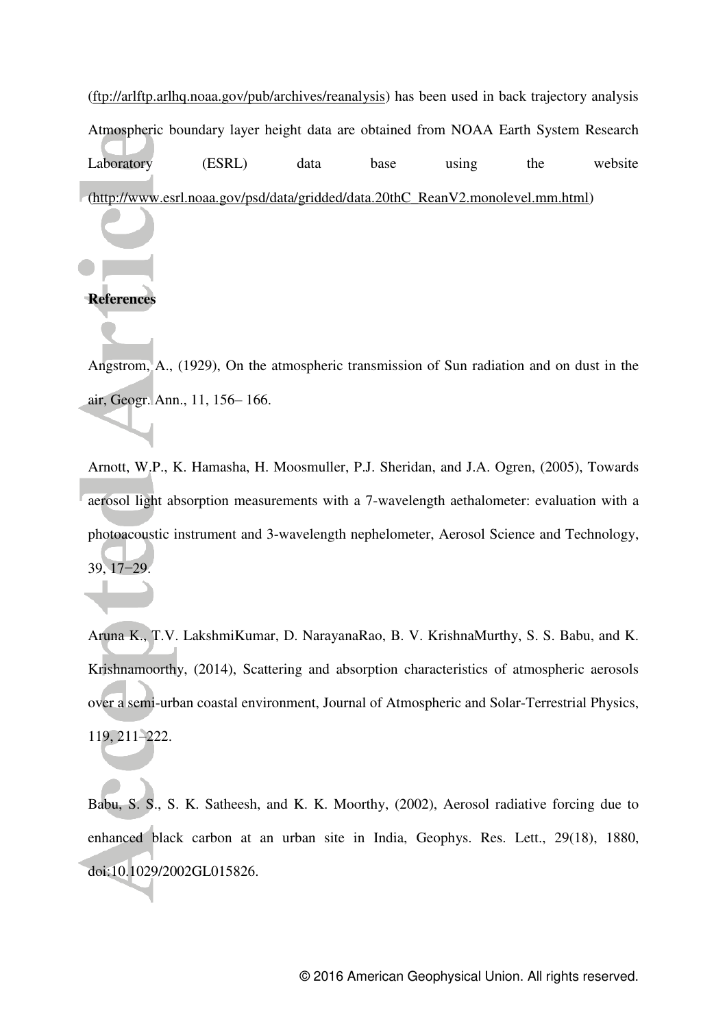(ftp://arlftp.arlhq.noaa.gov/pub/archives/reanalysis) has been used in back trajectory analysis Atmospheric boundary layer height data are obtained from NOAA Earth System Research Laboratory (ESRL) data base using the website (http://www.esrl.noaa.gov/psd/data/gridded/data.20thC_ReanV2.monolevel.mm.html)

**References**

Angstrom, A., (1929), On the atmospheric transmission of Sun radiation and on dust in the air, Geogr. Ann., 11, 156– 166.

Arnott, W.P., K. Hamasha, H. Moosmuller, P.J. Sheridan, and J.A. Ogren, (2005), Towards aerosol light absorption measurements with a 7-wavelength aethalometer: evaluation with a photoacoustic instrument and 3-wavelength nephelometer, Aerosol Science and Technology, 39, 17−29.

Aruna K., T.V. LakshmiKumar, D. NarayanaRao, B. V. KrishnaMurthy, S. S. Babu, and K. Krishnamoorthy, (2014), Scattering and absorption characteristics of atmospheric aerosols over a semi-urban coastal environment, Journal of Atmospheric and Solar-Terrestrial Physics, 119, 211–222.

Babu, S. S., S. K. Satheesh, and K. K. Moorthy, (2002), Aerosol radiative forcing due to enhanced black carbon at an urban site in India, Geophys. Res. Lett., 29(18), 1880, doi:10.1029/2002GL015826.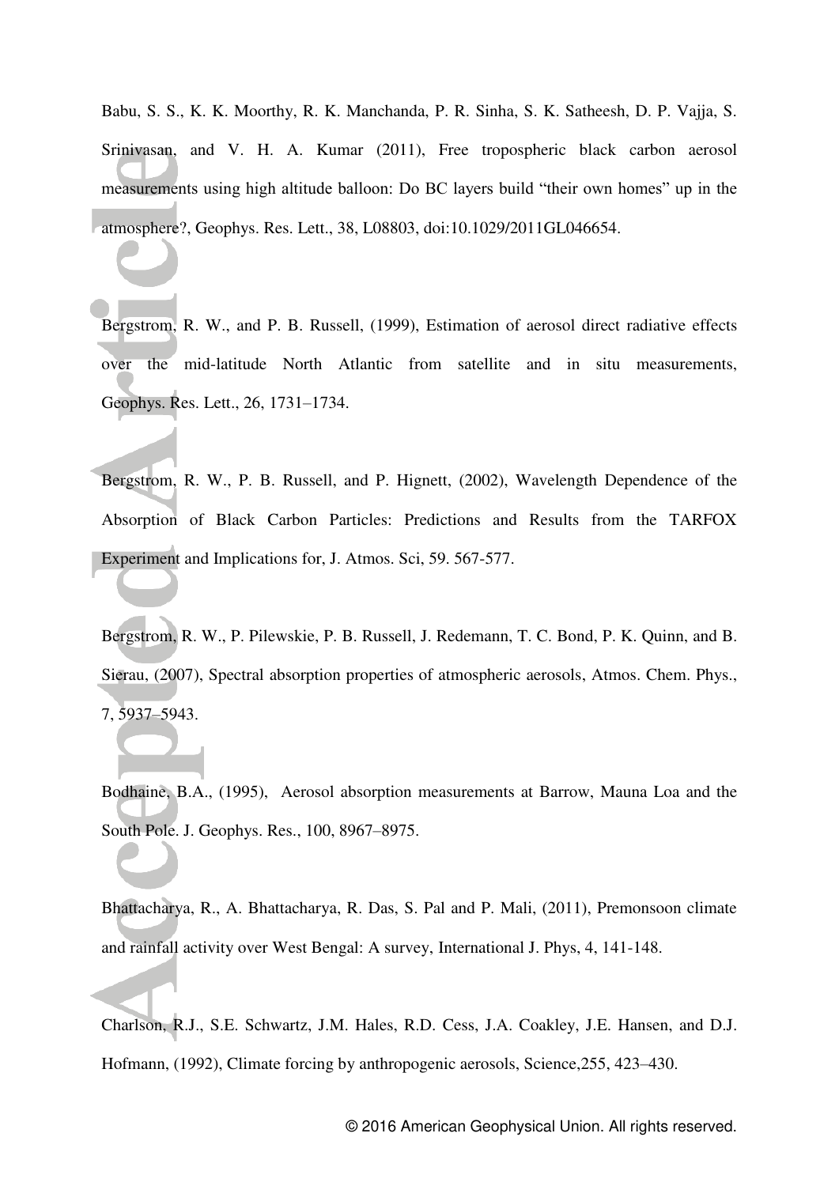Babu, S. S., K. K. Moorthy, R. K. Manchanda, P. R. Sinha, S. K. Satheesh, D. P. Vajja, S. Srinivasan, and V. H. A. Kumar (2011), Free tropospheric black carbon aerosol measurements using high altitude balloon: Do BC layers build "their own homes" up in the atmosphere?, Geophys. Res. Lett., 38, L08803, doi:10.1029/2011GL046654.

Bergstrom, R. W., and P. B. Russell, (1999), Estimation of aerosol direct radiative effects over the mid-latitude North Atlantic from satellite and in situ measurements, Geophys. Res. Lett., 26, 1731–1734.

Bergstrom, R. W., P. B. Russell, and P. Hignett, (2002), Wavelength Dependence of the Absorption of Black Carbon Particles: Predictions and Results from the TARFOX Experiment and Implications for, J. Atmos. Sci, 59. 567-577.

Bergstrom, R. W., P. Pilewskie, P. B. Russell, J. Redemann, T. C. Bond, P. K. Quinn, and B. Sierau, (2007), Spectral absorption properties of atmospheric aerosols, Atmos. Chem. Phys., 7, 5937–5943.

Bodhaine, B.A., (1995), Aerosol absorption measurements at Barrow, Mauna Loa and the South Pole. J. Geophys. Res., 100, 8967–8975.

Bhattacharya, R., A. Bhattacharya, R. Das, S. Pal and P. Mali, (2011), Premonsoon climate and rainfall activity over West Bengal: A survey, International J. Phys, 4, 141-148.

Charlson, R.J., S.E. Schwartz, J.M. Hales, R.D. Cess, J.A. Coakley, J.E. Hansen, and D.J. Hofmann, (1992), Climate forcing by anthropogenic aerosols, Science,255, 423–430.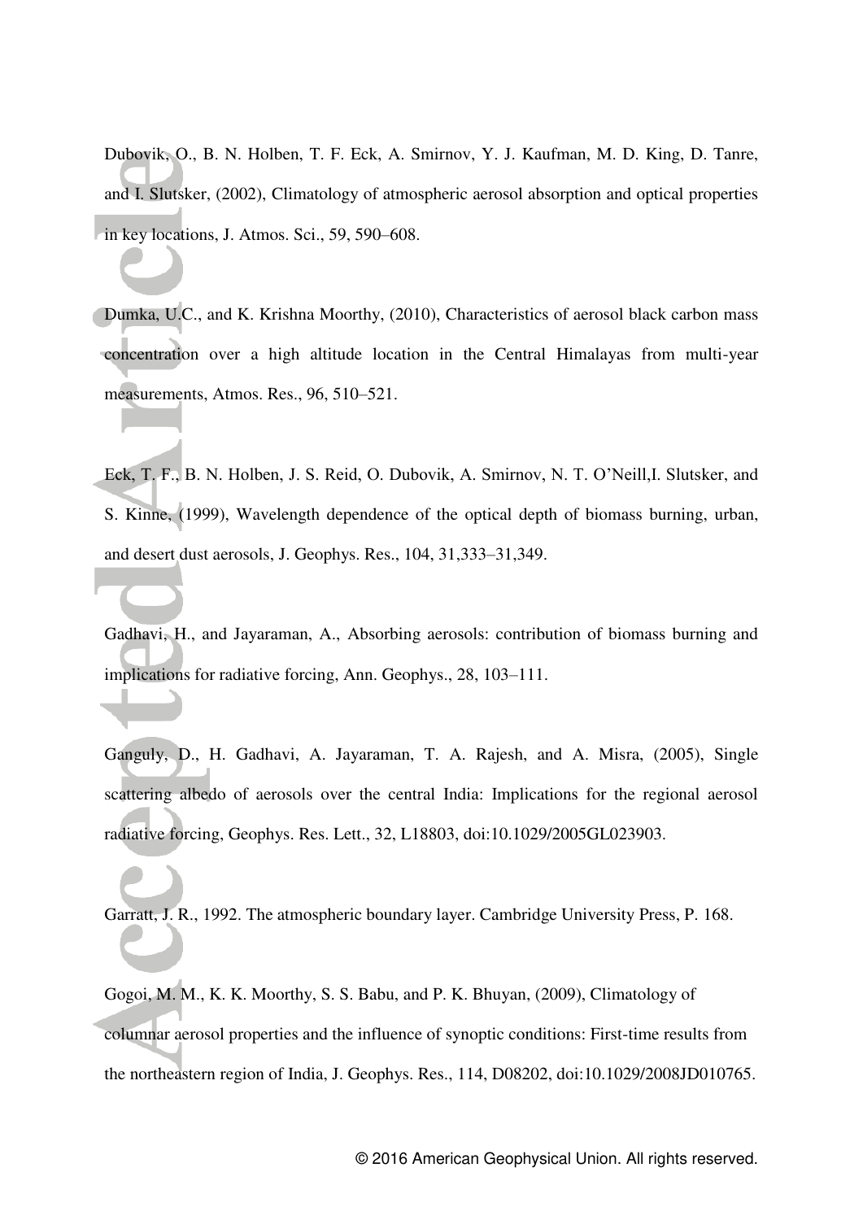Dubovik, O., B. N. Holben, T. F. Eck, A. Smirnov, Y. J. Kaufman, M. D. King, D. Tanre, and I. Slutsker, (2002), Climatology of atmospheric aerosol absorption and optical properties in key locations, J. Atmos. Sci., 59, 590–608.

Dumka, U.C., and K. Krishna Moorthy, (2010), Characteristics of aerosol black carbon mass concentration over a high altitude location in the Central Himalayas from multi-year measurements, Atmos. Res., 96, 510–521.

Eck, T. F., B. N. Holben, J. S. Reid, O. Dubovik, A. Smirnov, N. T. O'Neill,I. Slutsker, and S. Kinne, (1999), Wavelength dependence of the optical depth of biomass burning, urban, and desert dust aerosols, J. Geophys. Res., 104, 31,333–31,349.

Gadhavi, H., and Jayaraman, A., Absorbing aerosols: contribution of biomass burning and implications for radiative forcing, Ann. Geophys., 28, 103–111.

Ganguly, D., H. Gadhavi, A. Jayaraman, T. A. Rajesh, and A. Misra, (2005), Single scattering albedo of aerosols over the central India: Implications for the regional aerosol radiative forcing, Geophys. Res. Lett., 32, L18803, doi:10.1029/2005GL023903.

Garratt, J. R., 1992. The atmospheric boundary layer. Cambridge University Press, P. 168.

Gogoi, M. M., K. K. Moorthy, S. S. Babu, and P. K. Bhuyan, (2009), Climatology of columnar aerosol properties and the influence of synoptic conditions: First-time results from the northeastern region of India, J. Geophys. Res., 114, D08202, doi:10.1029/2008JD010765.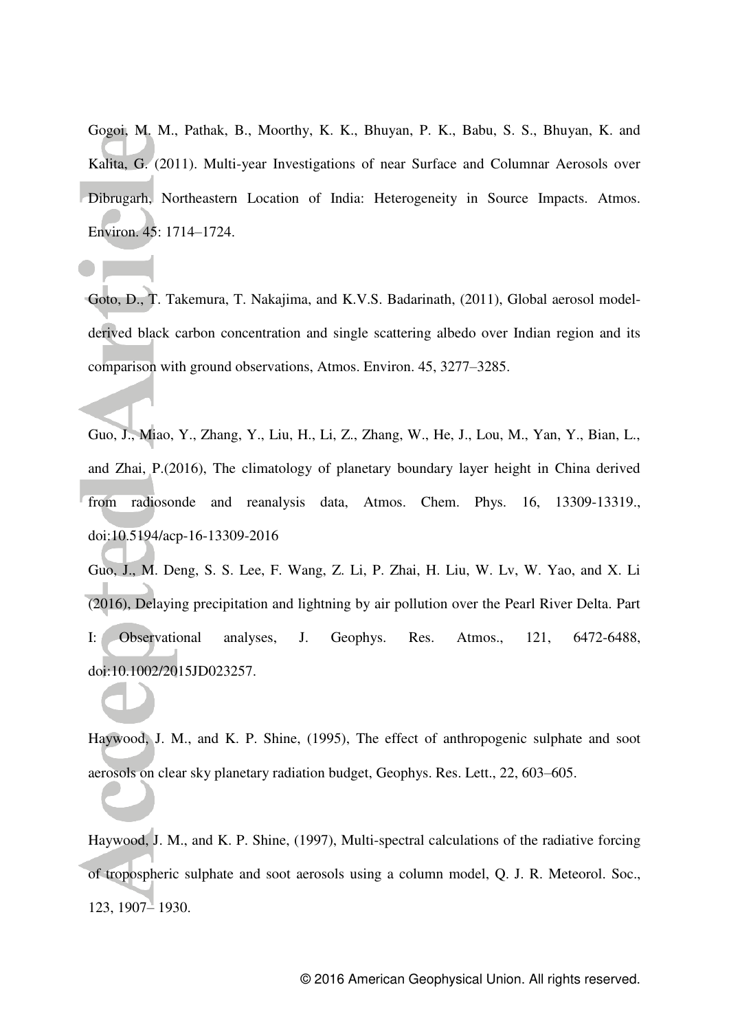Gogoi, M. M., Pathak, B., Moorthy, K. K., Bhuyan, P. K., Babu, S. S., Bhuyan, K. and Kalita, G. (2011). Multi-year Investigations of near Surface and Columnar Aerosols over Dibrugarh, Northeastern Location of India: Heterogeneity in Source Impacts. Atmos. Environ. 45: 1714–1724.

Goto, D., T. Takemura, T. Nakajima, and K.V.S. Badarinath, (2011), Global aerosol model-derived black carbon concentration and single scattering albedo over Indian region and its comparison with ground observations, Atmos. Environ. 45, 3277–3285.

Guo, J., Miao, Y., Zhang, Y., Liu, H., Li, Z., Zhang, W., He, J., Lou, M., Yan, Y., Bian, L., and Zhai, P.(2016), The climatology of planetary boundary layer height in China derived from radiosonde and reanalysis data, Atmos. Chem. Phys. 16, 13309-13319., doi:10.5194/acp-16-13309-2016

Guo, J., M. Deng, S. S. Lee, F. Wang, Z. Li, P. Zhai, H. Liu, W. Lv, W. Yao, and X. Li (2016), Delaying precipitation and lightning by air pollution over the Pearl River Delta. Part I: Observational analyses, J. Geophys. Res. Atmos., 121, 6472-6488, doi:10.1002/2015JD023257.

Haywood, J. M., and K. P. Shine, (1995), The effect of anthropogenic sulphate and soot aerosols on clear sky planetary radiation budget, Geophys. Res. Lett., 22, 603–605.

Haywood, J. M., and K. P. Shine, (1997), Multi-spectral calculations of the radiative forcing of tropospheric sulphate and soot aerosols using a column model, Q. J. R. Meteorol. Soc., 123, 1907– 1930.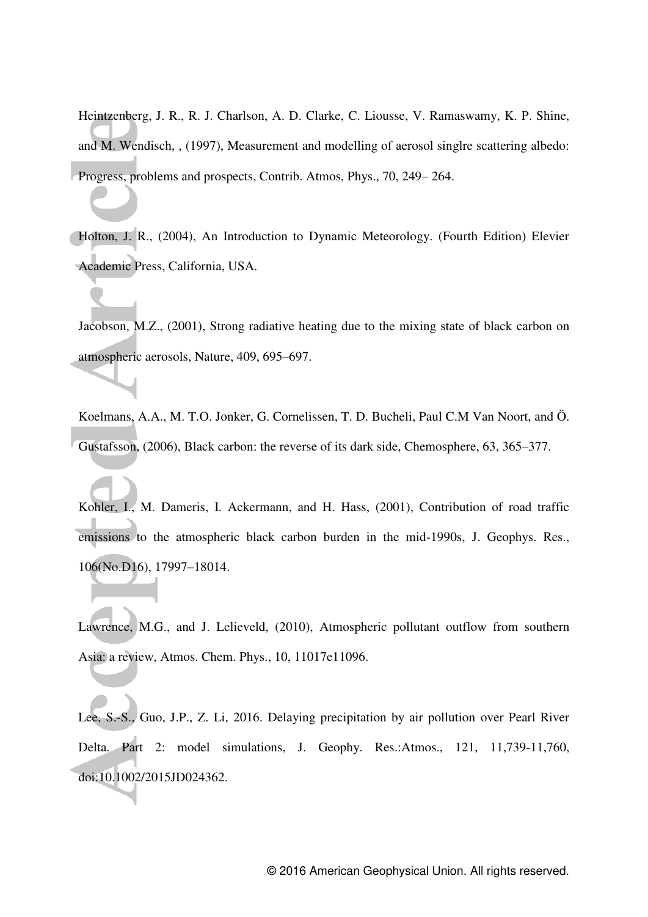Heintzenberg, J. R., R. J. Charlson, A. D. Clarke, C. Liousse, V. Ramaswamy, K. P. Shine, and M. Wendisch, , (1997), Measurement and modelling of aerosol singlre scattering albedo: Progress, problems and prospects, Contrib. Atmos, Phys., 70, 249– 264.

Holton, J. R., (2004), An Introduction to Dynamic Meteorology. (Fourth Edition) Elevier Academic Press, California, USA.

Jacobson, M.Z., (2001), Strong radiative heating due to the mixing state of black carbon on atmospheric aerosols, Nature, 409, 695–697.

Koelmans, A.A., M. T.O. Jonker, G. Cornelissen, T. D. Bucheli, Paul C.M Van Noort, and Ö. Gustafsson, (2006), Black carbon: the reverse of its dark side, Chemosphere, 63, 365–377.

Kohler, I., M. Dameris, I. Ackermann, and H. Hass, (2001), Contribution of road traffic emissions to the atmospheric black carbon burden in the mid-1990s, J. Geophys. Res., 106(No.D16), 17997–18014.

Lawrence, M.G., and J. Lelieveld, (2010), Atmospheric pollutant outflow from southern Asia: a review, Atmos. Chem. Phys., 10, 11017e11096.

Lee, S.-S., Guo, J.P., Z. Li, 2016. Delaying precipitation by air pollution over Pearl River Delta. Part 2: model simulations, J. Geophy. Res.:Atmos., 121, 11,739-11,760, doi:10.1002/2015JD024362.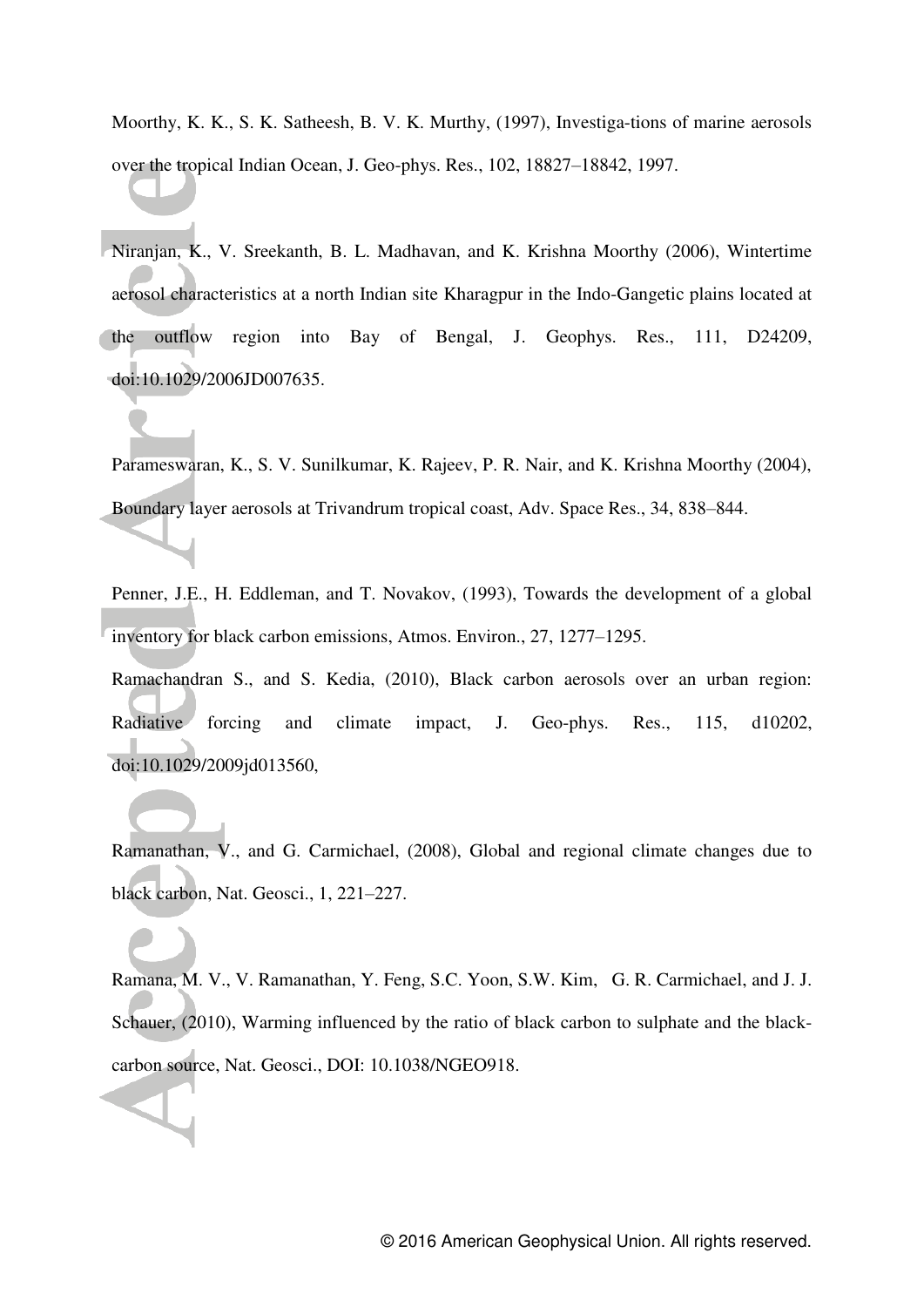Moorthy, K. K., S. K. Satheesh, B. V. K. Murthy, (1997), Investiga-tions of marine aerosols over the tropical Indian Ocean, J. Geo-phys. Res., 102, 18827–18842, 1997.

Niranjan, K., V. Sreekanth, B. L. Madhavan, and K. Krishna Moorthy (2006), Wintertime aerosol characteristics at a north Indian site Kharagpur in the Indo-Gangetic plains located at the outflow region into Bay of Bengal, J. Geophys. Res., 111, D24209, doi:10.1029/2006JD007635.

Parameswaran, K., S. V. Sunilkumar, K. Rajeev, P. R. Nair, and K. Krishna Moorthy (2004), Boundary layer aerosols at Trivandrum tropical coast, Adv. Space Res., 34, 838–844.

Penner, J.E., H. Eddleman, and T. Novakov, (1993), Towards the development of a global inventory for black carbon emissions, Atmos. Environ., 27, 1277–1295.

Ramachandran S., and S. Kedia, (2010), Black carbon aerosols over an urban region: Radiative forcing and climate impact, J. Geo-phys. Res., 115, d10202, doi:10.1029/2009jd013560,

Ramanathan, V., and G. Carmichael, (2008), Global and regional climate changes due to black carbon, Nat. Geosci., 1, 221–227.

Ramana, M. V., V. Ramanathan, Y. Feng, S.C. Yoon, S.W. Kim, G. R. Carmichael, and J. J. Schauer, (2010), Warming influenced by the ratio of black carbon to sulphate and the black-carbon source, Nat. Geosci., DOI: 10.1038/NGEO918.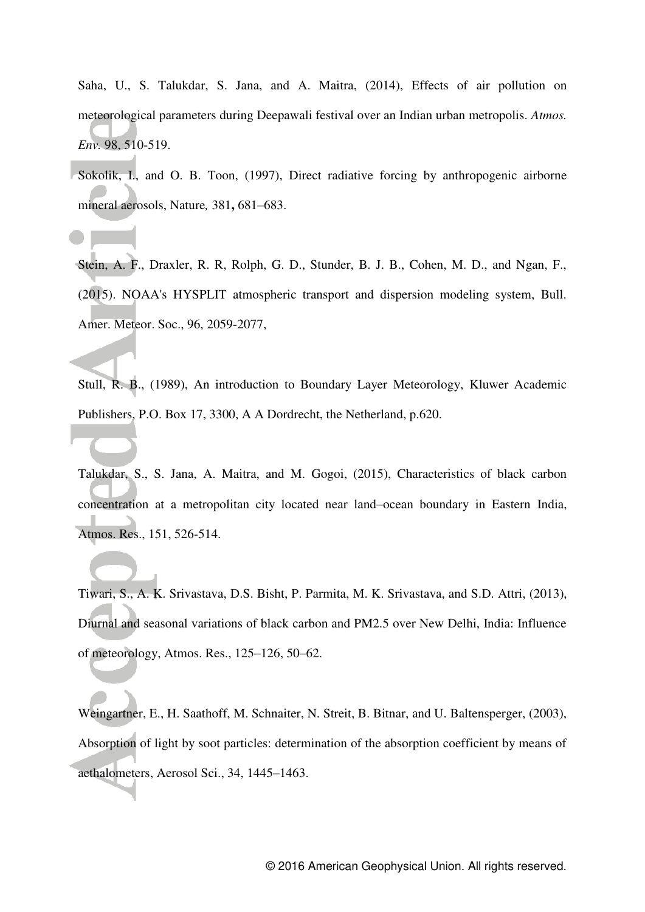Saha, U., S. Talukdar, S. Jana, and A. Maitra, (2014), Effects of air pollution on meteorological parameters during Deepawali festival over an Indian urban metropolis. *Atmos. Env.* 98, 510-519.

Sokolik, I., and O. B. Toon, (1997), Direct radiative forcing by anthropogenic airborne mineral aerosols, Nature*,* 381**,** 681–683.

Stein, A. F., Draxler, R. R, Rolph, G. D., Stunder, B. J. B., Cohen, M. D., and Ngan, F., (2015). NOAA's HYSPLIT atmospheric transport and dispersion modeling system, Bull. Amer. Meteor. Soc., 96, 2059-2077,

Stull, R. B., (1989), An introduction to Boundary Layer Meteorology, Kluwer Academic Publishers, P.O. Box 17, 3300, A A Dordrecht, the Netherland, p.620.

Talukdar, S., S. Jana, A. Maitra, and M. Gogoi, (2015), Characteristics of black carbon concentration at a metropolitan city located near land–ocean boundary in Eastern India, Atmos. Res., 151, 526-514.

Tiwari, S., A. K. Srivastava, D.S. Bisht, P. Parmita, M. K. Srivastava, and S.D. Attri, (2013), Diurnal and seasonal variations of black carbon and PM2.5 over New Delhi, India: Influence of meteorology, Atmos. Res., 125–126, 50–62.

Weingartner, E., H. Saathoff, M. Schnaiter, N. Streit, B. Bitnar, and U. Baltensperger, (2003), Absorption of light by soot particles: determination of the absorption coefficient by means of aethalometers, Aerosol Sci., 34, 1445–1463.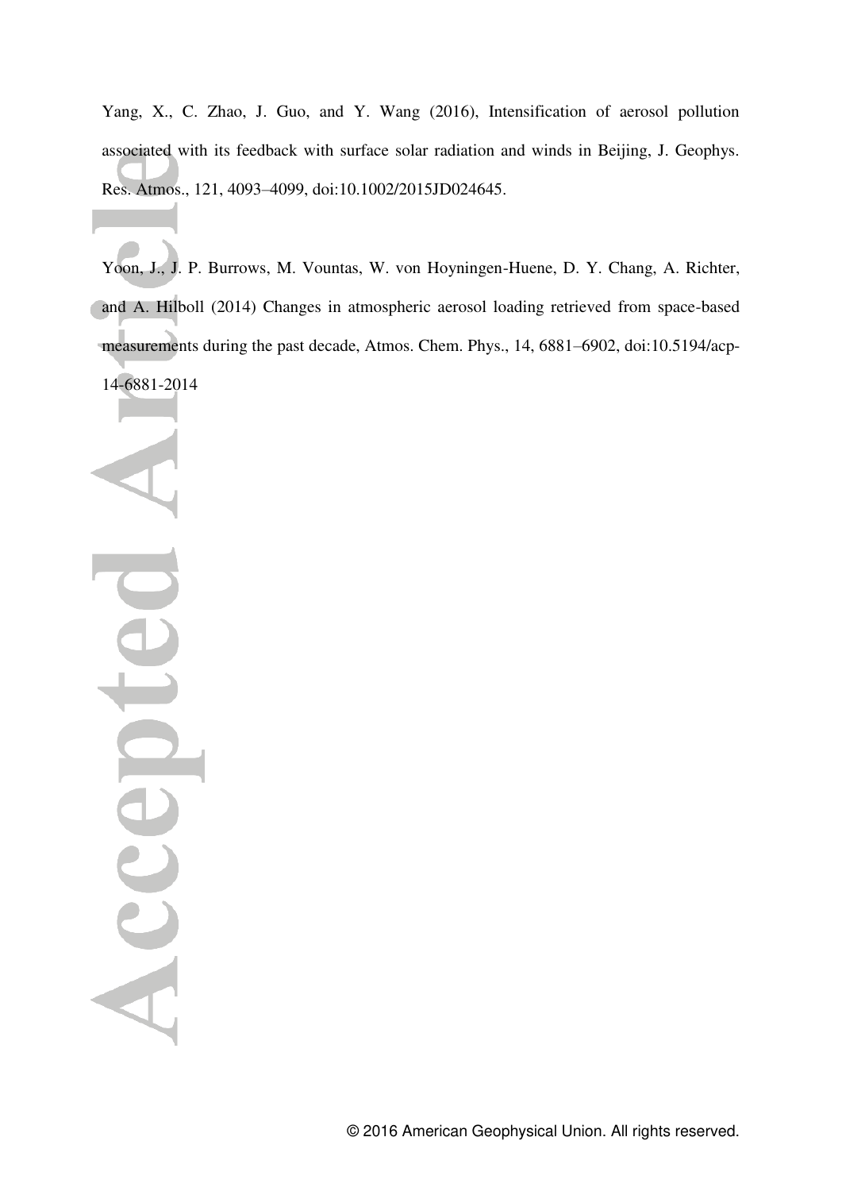Yang, X., C. Zhao, J. Guo, and Y. Wang (2016), Intensification of aerosol pollution associated with its feedback with surface solar radiation and winds in Beijing, J. Geophys. Res. Atmos., 121, 4093–4099, doi:10.1002/2015JD024645.

Yoon, J., J. P. Burrows, M. Vountas, W. von Hoyningen-Huene, D. Y. Chang, A. Richter, and A. Hilboll (2014) Changes in atmospheric aerosol loading retrieved from space-based measurements during the past decade, Atmos. Chem. Phys., 14, 6881–6902, doi:10.5194/acp-14-6881-2014